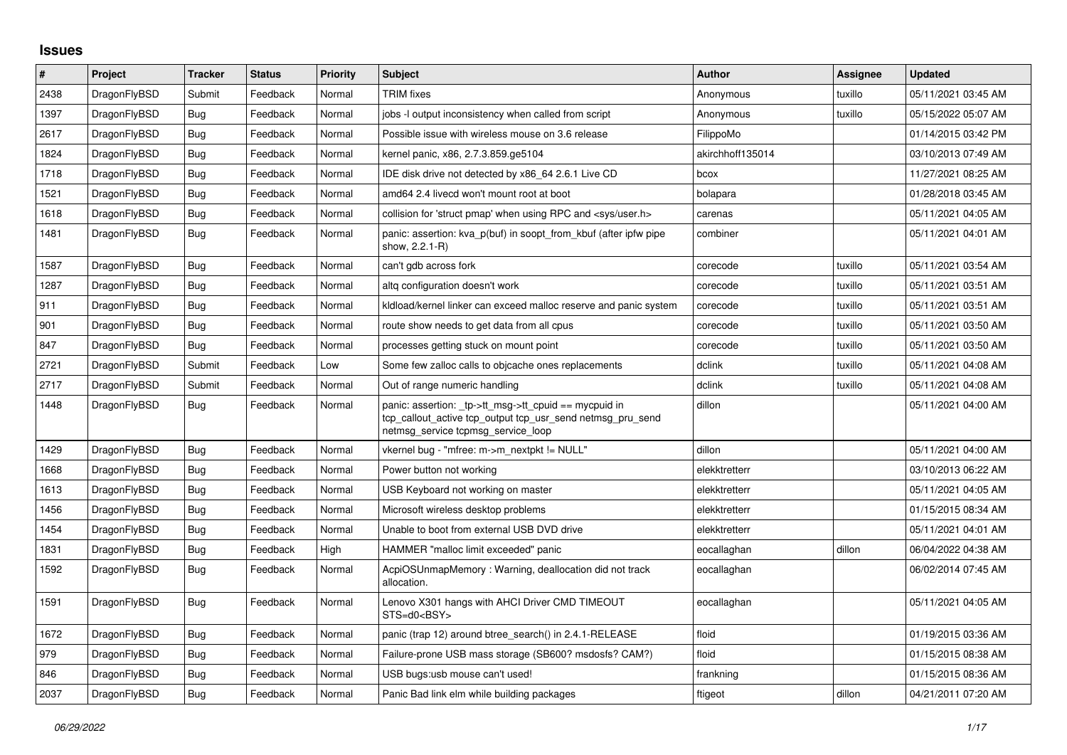# Issues

| # | Project | Tracker | Status | Priority | Subject | Author | Assignee | Updated |
|---|---|---|---|---|---|---|---|---|
| 2438 | DragonFlyBSD | Submit | Feedback | Normal | TRIM fixes | Anonymous | tuxillo | 05/11/2021 03:45 AM |
| 1397 | DragonFlyBSD | Bug | Feedback | Normal | jobs -l output inconsistency when called from script | Anonymous | tuxillo | 05/15/2022 05:07 AM |
| 2617 | DragonFlyBSD | Bug | Feedback | Normal | Possible issue with wireless mouse on 3.6 release | FilippoMo | | 01/14/2015 03:42 PM |
| 1824 | DragonFlyBSD | Bug | Feedback | Normal | kernel panic, x86, 2.7.3.859.ge5104 | akirchhoff135014 | | 03/10/2013 07:49 AM |
| 1718 | DragonFlyBSD | Bug | Feedback | Normal | IDE disk drive not detected by x86_64 2.6.1 Live CD | bcox | | 11/27/2021 08:25 AM |
| 1521 | DragonFlyBSD | Bug | Feedback | Normal | amd64 2.4 livecd won't mount root at boot | bolapara | | 01/28/2018 03:45 AM |
| 1618 | DragonFlyBSD | Bug | Feedback | Normal | collision for 'struct pmap' when using RPC and <sys/user.h> | carenas | | 05/11/2021 04:05 AM |
| 1481 | DragonFlyBSD | Bug | Feedback | Normal | panic: assertion: kva_p(buf) in soopt_from_kbuf (after ipfw pipe show, 2.2.1-R) | combiner | | 05/11/2021 04:01 AM |
| 1587 | DragonFlyBSD | Bug | Feedback | Normal | can't gdb across fork | corecode | tuxillo | 05/11/2021 03:54 AM |
| 1287 | DragonFlyBSD | Bug | Feedback | Normal | altq configuration doesn't work | corecode | tuxillo | 05/11/2021 03:51 AM |
| 911 | DragonFlyBSD | Bug | Feedback | Normal | kldload/kernel linker can exceed malloc reserve and panic system | corecode | tuxillo | 05/11/2021 03:51 AM |
| 901 | DragonFlyBSD | Bug | Feedback | Normal | route show needs to get data from all cpus | corecode | tuxillo | 05/11/2021 03:50 AM |
| 847 | DragonFlyBSD | Bug | Feedback | Normal | processes getting stuck on mount point | corecode | tuxillo | 05/11/2021 03:50 AM |
| 2721 | DragonFlyBSD | Submit | Feedback | Low | Some few zalloc calls to objcache ones replacements | dclink | tuxillo | 05/11/2021 04:08 AM |
| 2717 | DragonFlyBSD | Submit | Feedback | Normal | Out of range numeric handling | dclink | tuxillo | 05/11/2021 04:08 AM |
| 1448 | DragonFlyBSD | Bug | Feedback | Normal | panic: assertion: _tp->tt_msg->tt_cpuid == mycpuid in tcp_callout_active tcp_output tcp_usr_send netmsg_pru_send netmsg_service tcpmsg_service_loop | dillon | | 05/11/2021 04:00 AM |
| 1429 | DragonFlyBSD | Bug | Feedback | Normal | vkernel bug - "mfree: m->m_nextpkt != NULL" | dillon | | 05/11/2021 04:00 AM |
| 1668 | DragonFlyBSD | Bug | Feedback | Normal | Power button not working | elekktretterr | | 03/10/2013 06:22 AM |
| 1613 | DragonFlyBSD | Bug | Feedback | Normal | USB Keyboard not working on master | elekktretterr | | 05/11/2021 04:05 AM |
| 1456 | DragonFlyBSD | Bug | Feedback | Normal | Microsoft wireless desktop problems | elekktretterr | | 01/15/2015 08:34 AM |
| 1454 | DragonFlyBSD | Bug | Feedback | Normal | Unable to boot from external USB DVD drive | elekktretterr | | 05/11/2021 04:01 AM |
| 1831 | DragonFlyBSD | Bug | Feedback | High | HAMMER "malloc limit exceeded" panic | eocallaghan | dillon | 06/04/2022 04:38 AM |
| 1592 | DragonFlyBSD | Bug | Feedback | Normal | AcpiOSUnmapMemory : Warning, deallocation did not track allocation. | eocallaghan | | 06/02/2014 07:45 AM |
| 1591 | DragonFlyBSD | Bug | Feedback | Normal | Lenovo X301 hangs with AHCI Driver CMD TIMEOUT STS=d0<BSY> | eocallaghan | | 05/11/2021 04:05 AM |
| 1672 | DragonFlyBSD | Bug | Feedback | Normal | panic (trap 12) around btree_search() in 2.4.1-RELEASE | floid | | 01/19/2015 03:36 AM |
| 979 | DragonFlyBSD | Bug | Feedback | Normal | Failure-prone USB mass storage (SB600? msdosfs? CAM?) | floid | | 01/15/2015 08:38 AM |
| 846 | DragonFlyBSD | Bug | Feedback | Normal | USB bugs:usb mouse can't used! | frankning | | 01/15/2015 08:36 AM |
| 2037 | DragonFlyBSD | Bug | Feedback | Normal | Panic Bad link elm while building packages | ftigeot | dillon | 04/21/2011 07:20 AM |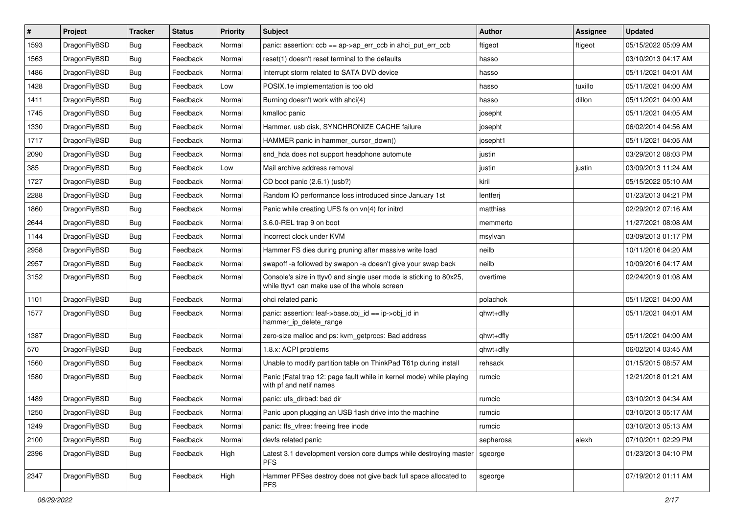| # | Project | Tracker | Status | Priority | Subject | Author | Assignee | Updated |
|---|---|---|---|---|---|---|---|---|
| 1593 | DragonFlyBSD | Bug | Feedback | Normal | panic: assertion: ccb == ap->ap_err_ccb in ahci_put_err_ccb | ftigeot | ftigeot | 05/15/2022 05:09 AM |
| 1563 | DragonFlyBSD | Bug | Feedback | Normal | reset(1) doesn't reset terminal to the defaults | hasso | | 03/10/2013 04:17 AM |
| 1486 | DragonFlyBSD | Bug | Feedback | Normal | Interrupt storm related to SATA DVD device | hasso | | 05/11/2021 04:01 AM |
| 1428 | DragonFlyBSD | Bug | Feedback | Low | POSIX.1e implementation is too old | hasso | tuxillo | 05/11/2021 04:00 AM |
| 1411 | DragonFlyBSD | Bug | Feedback | Normal | Burning doesn't work with ahci(4) | hasso | dillon | 05/11/2021 04:00 AM |
| 1745 | DragonFlyBSD | Bug | Feedback | Normal | kmalloc panic | josepht | | 05/11/2021 04:05 AM |
| 1330 | DragonFlyBSD | Bug | Feedback | Normal | Hammer, usb disk, SYNCHRONIZE CACHE failure | josepht | | 06/02/2014 04:56 AM |
| 1717 | DragonFlyBSD | Bug | Feedback | Normal | HAMMER panic in hammer_cursor_down() | josepht1 | | 05/11/2021 04:05 AM |
| 2090 | DragonFlyBSD | Bug | Feedback | Normal | snd_hda does not support headphone automute | justin | | 03/29/2012 08:03 PM |
| 385 | DragonFlyBSD | Bug | Feedback | Low | Mail archive address removal | justin | justin | 03/09/2013 11:24 AM |
| 1727 | DragonFlyBSD | Bug | Feedback | Normal | CD boot panic (2.6.1) (usb?) | kiril | | 05/15/2022 05:10 AM |
| 2288 | DragonFlyBSD | Bug | Feedback | Normal | Random IO performance loss introduced since January 1st | lentferj | | 01/23/2013 04:21 PM |
| 1860 | DragonFlyBSD | Bug | Feedback | Normal | Panic while creating UFS fs on vn(4) for initrd | matthias | | 02/29/2012 07:16 AM |
| 2644 | DragonFlyBSD | Bug | Feedback | Normal | 3.6.0-REL trap 9 on boot | memmerto | | 11/27/2021 08:08 AM |
| 1144 | DragonFlyBSD | Bug | Feedback | Normal | Incorrect clock under KVM | msylvan | | 03/09/2013 01:17 PM |
| 2958 | DragonFlyBSD | Bug | Feedback | Normal | Hammer FS dies during pruning after massive write load | neilb | | 10/11/2016 04:20 AM |
| 2957 | DragonFlyBSD | Bug | Feedback | Normal | swapoff -a followed by swapon -a doesn't give your swap back | neilb | | 10/09/2016 04:17 AM |
| 3152 | DragonFlyBSD | Bug | Feedback | Normal | Console's size in ttyv0 and single user mode is sticking to 80x25, while ttyv1 can make use of the whole screen | overtime | | 02/24/2019 01:08 AM |
| 1101 | DragonFlyBSD | Bug | Feedback | Normal | ohci related panic | polachok | | 05/11/2021 04:00 AM |
| 1577 | DragonFlyBSD | Bug | Feedback | Normal | panic: assertion: leaf->base.obj_id == ip->obj_id in hammer_ip_delete_range | qhwt+dfly | | 05/11/2021 04:01 AM |
| 1387 | DragonFlyBSD | Bug | Feedback | Normal | zero-size malloc and ps: kvm_getprocs: Bad address | qhwt+dfly | | 05/11/2021 04:00 AM |
| 570 | DragonFlyBSD | Bug | Feedback | Normal | 1.8.x: ACPI problems | qhwt+dfly | | 06/02/2014 03:45 AM |
| 1560 | DragonFlyBSD | Bug | Feedback | Normal | Unable to modify partition table on ThinkPad T61p during install | rehsack | | 01/15/2015 08:57 AM |
| 1580 | DragonFlyBSD | Bug | Feedback | Normal | Panic (Fatal trap 12: page fault while in kernel mode) while playing with pf and netif names | rumcic | | 12/21/2018 01:21 AM |
| 1489 | DragonFlyBSD | Bug | Feedback | Normal | panic: ufs_dirbad: bad dir | rumcic | | 03/10/2013 04:34 AM |
| 1250 | DragonFlyBSD | Bug | Feedback | Normal | Panic upon plugging an USB flash drive into the machine | rumcic | | 03/10/2013 05:17 AM |
| 1249 | DragonFlyBSD | Bug | Feedback | Normal | panic: ffs_vfree: freeing free inode | rumcic | | 03/10/2013 05:13 AM |
| 2100 | DragonFlyBSD | Bug | Feedback | Normal | devfs related panic | sepherosa | alexh | 07/10/2011 02:29 PM |
| 2396 | DragonFlyBSD | Bug | Feedback | High | Latest 3.1 development version core dumps while destroying master PFS | sgeorge | | 01/23/2013 04:10 PM |
| 2347 | DragonFlyBSD | Bug | Feedback | High | Hammer PFSes destroy does not give back full space allocated to PFS | sgeorge | | 07/19/2012 01:11 AM |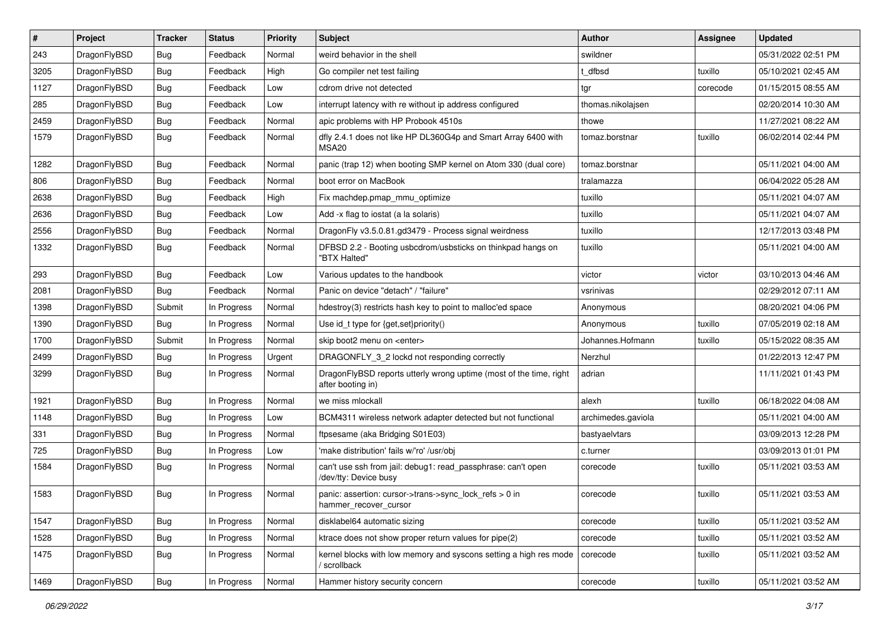| # | Project | Tracker | Status | Priority | Subject | Author | Assignee | Updated |
|---|---|---|---|---|---|---|---|---|
| 243 | DragonFlyBSD | Bug | Feedback | Normal | weird behavior in the shell | swildner | | 05/31/2022 02:51 PM |
| 3205 | DragonFlyBSD | Bug | Feedback | High | Go compiler net test failing | t_dfbsd | tuxillo | 05/10/2021 02:45 AM |
| 1127 | DragonFlyBSD | Bug | Feedback | Low | cdrom drive not detected | tgr | corecode | 01/15/2015 08:55 AM |
| 285 | DragonFlyBSD | Bug | Feedback | Low | interrupt latency with re without ip address configured | thomas.nikolajsen | | 02/20/2014 10:30 AM |
| 2459 | DragonFlyBSD | Bug | Feedback | Normal | apic problems with HP Probook 4510s | thowe | | 11/27/2021 08:22 AM |
| 1579 | DragonFlyBSD | Bug | Feedback | Normal | dfly 2.4.1 does not like HP DL360G4p and Smart Array 6400 with MSA20 | tomaz.borstnar | tuxillo | 06/02/2014 02:44 PM |
| 1282 | DragonFlyBSD | Bug | Feedback | Normal | panic (trap 12) when booting SMP kernel on Atom 330 (dual core) | tomaz.borstnar | | 05/11/2021 04:00 AM |
| 806 | DragonFlyBSD | Bug | Feedback | Normal | boot error on MacBook | tralamazza | | 06/04/2022 05:28 AM |
| 2638 | DragonFlyBSD | Bug | Feedback | High | Fix machdep.pmap_mmu_optimize | tuxillo | | 05/11/2021 04:07 AM |
| 2636 | DragonFlyBSD | Bug | Feedback | Low | Add -x flag to iostat (a la solaris) | tuxillo | | 05/11/2021 04:07 AM |
| 2556 | DragonFlyBSD | Bug | Feedback | Normal | DragonFly v3.5.0.81.gd3479 - Process signal weirdness | tuxillo | | 12/17/2013 03:48 PM |
| 1332 | DragonFlyBSD | Bug | Feedback | Normal | DFBSD 2.2 - Booting usbcdrom/usbsticks on thinkpad hangs on "BTX Halted" | tuxillo | | 05/11/2021 04:00 AM |
| 293 | DragonFlyBSD | Bug | Feedback | Low | Various updates to the handbook | victor | victor | 03/10/2013 04:46 AM |
| 2081 | DragonFlyBSD | Bug | Feedback | Normal | Panic on device "detach" / "failure" | vsrinivas | | 02/29/2012 07:11 AM |
| 1398 | DragonFlyBSD | Submit | In Progress | Normal | hdestroy(3) restricts hash key to point to malloc'ed space | Anonymous | | 08/20/2021 04:06 PM |
| 1390 | DragonFlyBSD | Bug | In Progress | Normal | Use id_t type for {get,set}priority() | Anonymous | tuxillo | 07/05/2019 02:18 AM |
| 1700 | DragonFlyBSD | Submit | In Progress | Normal | skip boot2 menu on <enter> | Johannes.Hofmann | tuxillo | 05/15/2022 08:35 AM |
| 2499 | DragonFlyBSD | Bug | In Progress | Urgent | DRAGONFLY_3_2 lockd not responding correctly | Nerzhul | | 01/22/2013 12:47 PM |
| 3299 | DragonFlyBSD | Bug | In Progress | Normal | DragonFlyBSD reports utterly wrong uptime (most of the time, right after booting in) | adrian | | 11/11/2021 01:43 PM |
| 1921 | DragonFlyBSD | Bug | In Progress | Normal | we miss mlockall | alexh | tuxillo | 06/18/2022 04:08 AM |
| 1148 | DragonFlyBSD | Bug | In Progress | Low | BCM4311 wireless network adapter detected but not functional | archimedes.gaviola | | 05/11/2021 04:00 AM |
| 331 | DragonFlyBSD | Bug | In Progress | Normal | ftpsesame (aka Bridging S01E03) | bastyaelvtars | | 03/09/2013 12:28 PM |
| 725 | DragonFlyBSD | Bug | In Progress | Low | 'make distribution' fails w/'ro' /usr/obj | c.turner | | 03/09/2013 01:01 PM |
| 1584 | DragonFlyBSD | Bug | In Progress | Normal | can't use ssh from jail: debug1: read_passphrase: can't open /dev/tty: Device busy | corecode | tuxillo | 05/11/2021 03:53 AM |
| 1583 | DragonFlyBSD | Bug | In Progress | Normal | panic: assertion: cursor->trans->sync_lock_refs > 0 in hammer_recover_cursor | corecode | tuxillo | 05/11/2021 03:53 AM |
| 1547 | DragonFlyBSD | Bug | In Progress | Normal | disklabel64 automatic sizing | corecode | tuxillo | 05/11/2021 03:52 AM |
| 1528 | DragonFlyBSD | Bug | In Progress | Normal | ktrace does not show proper return values for pipe(2) | corecode | tuxillo | 05/11/2021 03:52 AM |
| 1475 | DragonFlyBSD | Bug | In Progress | Normal | kernel blocks with low memory and syscons setting a high res mode / scrollback | corecode | tuxillo | 05/11/2021 03:52 AM |
| 1469 | DragonFlyBSD | Bug | In Progress | Normal | Hammer history security concern | corecode | tuxillo | 05/11/2021 03:52 AM |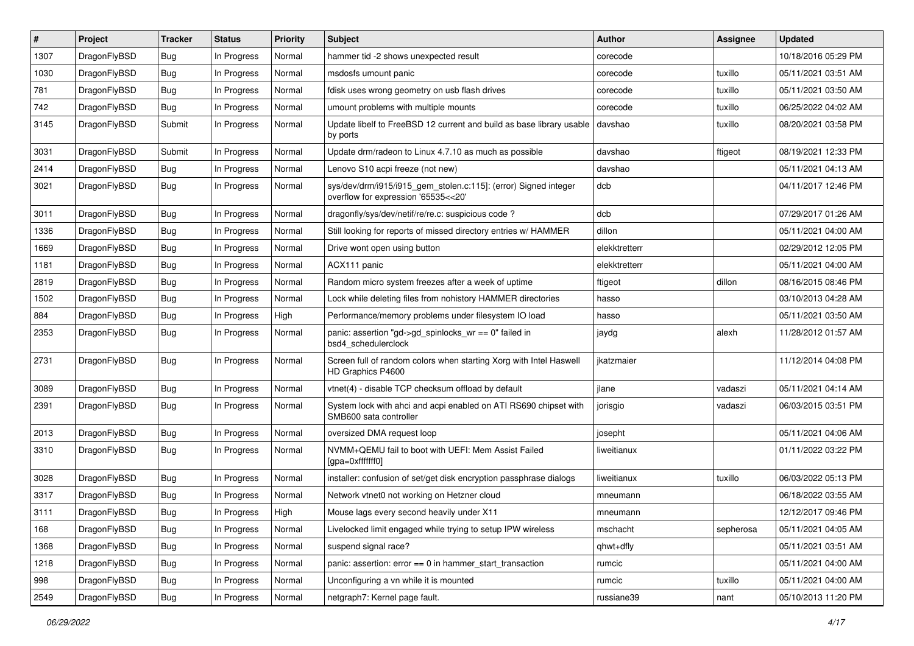| # | Project | Tracker | Status | Priority | Subject | Author | Assignee | Updated |
|---|---|---|---|---|---|---|---|---|
| 1307 | DragonFlyBSD | Bug | In Progress | Normal | hammer tid -2 shows unexpected result | corecode | | 10/18/2016 05:29 PM |
| 1030 | DragonFlyBSD | Bug | In Progress | Normal | msdosfs umount panic | corecode | tuxillo | 05/11/2021 03:51 AM |
| 781 | DragonFlyBSD | Bug | In Progress | Normal | fdisk uses wrong geometry on usb flash drives | corecode | tuxillo | 05/11/2021 03:50 AM |
| 742 | DragonFlyBSD | Bug | In Progress | Normal | umount problems with multiple mounts | corecode | tuxillo | 06/25/2022 04:02 AM |
| 3145 | DragonFlyBSD | Submit | In Progress | Normal | Update libelf to FreeBSD 12 current and build as base library usable by ports | davshao | tuxillo | 08/20/2021 03:58 PM |
| 3031 | DragonFlyBSD | Submit | In Progress | Normal | Update drm/radeon to Linux 4.7.10 as much as possible | davshao | ftigeot | 08/19/2021 12:33 PM |
| 2414 | DragonFlyBSD | Bug | In Progress | Normal | Lenovo S10 acpi freeze (not new) | davshao | | 05/11/2021 04:13 AM |
| 3021 | DragonFlyBSD | Bug | In Progress | Normal | sys/dev/drm/i915/i915_gem_stolen.c:115]: (error) Signed integer overflow for expression '65535<<20' | dcb | | 04/11/2017 12:46 PM |
| 3011 | DragonFlyBSD | Bug | In Progress | Normal | dragonfly/sys/dev/netif/re/re.c: suspicious code ? | dcb | | 07/29/2017 01:26 AM |
| 1336 | DragonFlyBSD | Bug | In Progress | Normal | Still looking for reports of missed directory entries w/ HAMMER | dillon | | 05/11/2021 04:00 AM |
| 1669 | DragonFlyBSD | Bug | In Progress | Normal | Drive wont open using button | elekktretterr | | 02/29/2012 12:05 PM |
| 1181 | DragonFlyBSD | Bug | In Progress | Normal | ACX111 panic | elekktretterr | | 05/11/2021 04:00 AM |
| 2819 | DragonFlyBSD | Bug | In Progress | Normal | Random micro system freezes after a week of uptime | ftigeot | dillon | 08/16/2015 08:46 PM |
| 1502 | DragonFlyBSD | Bug | In Progress | Normal | Lock while deleting files from nohistory HAMMER directories | hasso | | 03/10/2013 04:28 AM |
| 884 | DragonFlyBSD | Bug | In Progress | High | Performance/memory problems under filesystem IO load | hasso | | 05/11/2021 03:50 AM |
| 2353 | DragonFlyBSD | Bug | In Progress | Normal | panic: assertion "gd->gd_spinlocks_wr == 0" failed in bsd4_schedulerclock | jaydg | alexh | 11/28/2012 01:57 AM |
| 2731 | DragonFlyBSD | Bug | In Progress | Normal | Screen full of random colors when starting Xorg with Intel Haswell HD Graphics P4600 | jkatzmaier | | 11/12/2014 04:08 PM |
| 3089 | DragonFlyBSD | Bug | In Progress | Normal | vtnet(4) - disable TCP checksum offload by default | jlane | vadaszi | 05/11/2021 04:14 AM |
| 2391 | DragonFlyBSD | Bug | In Progress | Normal | System lock with ahci and acpi enabled on ATI RS690 chipset with SMB600 sata controller | jorisgio | vadaszi | 06/03/2015 03:51 PM |
| 2013 | DragonFlyBSD | Bug | In Progress | Normal | oversized DMA request loop | josepht | | 05/11/2021 04:06 AM |
| 3310 | DragonFlyBSD | Bug | In Progress | Normal | NVMM+QEMU fail to boot with UEFI: Mem Assist Failed [gpa=0xfffffff0] | liweitianux | | 01/11/2022 03:22 PM |
| 3028 | DragonFlyBSD | Bug | In Progress | Normal | installer: confusion of set/get disk encryption passphrase dialogs | liweitianux | tuxillo | 06/03/2022 05:13 PM |
| 3317 | DragonFlyBSD | Bug | In Progress | Normal | Network vtnet0 not working on Hetzner cloud | mneumann | | 06/18/2022 03:55 AM |
| 3111 | DragonFlyBSD | Bug | In Progress | High | Mouse lags every second heavily under X11 | mneumann | | 12/12/2017 09:46 PM |
| 168 | DragonFlyBSD | Bug | In Progress | Normal | Livelocked limit engaged while trying to setup IPW wireless | mschacht | sepherosa | 05/11/2021 04:05 AM |
| 1368 | DragonFlyBSD | Bug | In Progress | Normal | suspend signal race? | qhwt+dfly | | 05/11/2021 03:51 AM |
| 1218 | DragonFlyBSD | Bug | In Progress | Normal | panic: assertion: error == 0 in hammer_start_transaction | rumcic | | 05/11/2021 04:00 AM |
| 998 | DragonFlyBSD | Bug | In Progress | Normal | Unconfiguring a vn while it is mounted | rumcic | tuxillo | 05/11/2021 04:00 AM |
| 2549 | DragonFlyBSD | Bug | In Progress | Normal | netgraph7: Kernel page fault. | russiane39 | nant | 05/10/2013 11:20 PM |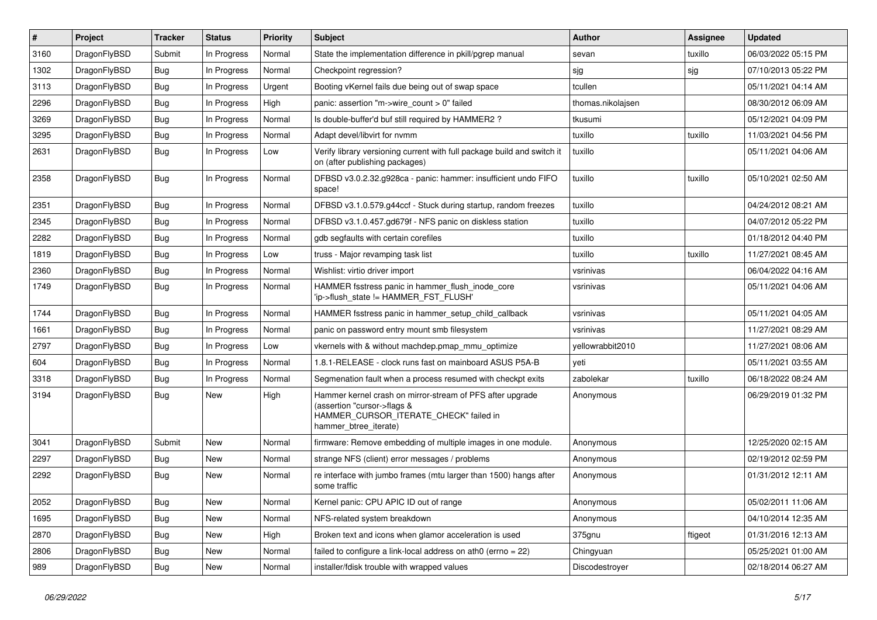| # | Project | Tracker | Status | Priority | Subject | Author | Assignee | Updated |
|---|---|---|---|---|---|---|---|---|
| 3160 | DragonFlyBSD | Submit | In Progress | Normal | State the implementation difference in pkill/pgrep manual | sevan | tuxillo | 06/03/2022 05:15 PM |
| 1302 | DragonFlyBSD | Bug | In Progress | Normal | Checkpoint regression? | sjg | sjg | 07/10/2013 05:22 PM |
| 3113 | DragonFlyBSD | Bug | In Progress | Urgent | Booting vKernel fails due being out of swap space | tcullen | | 05/11/2021 04:14 AM |
| 2296 | DragonFlyBSD | Bug | In Progress | High | panic: assertion "m->wire_count > 0" failed | thomas.nikolajsen | | 08/30/2012 06:09 AM |
| 3269 | DragonFlyBSD | Bug | In Progress | Normal | Is double-buffer'd buf still required by HAMMER2 ? | tkusumi | | 05/12/2021 04:09 PM |
| 3295 | DragonFlyBSD | Bug | In Progress | Normal | Adapt devel/libvirt for nvmm | tuxillo | tuxillo | 11/03/2021 04:56 PM |
| 2631 | DragonFlyBSD | Bug | In Progress | Low | Verify library versioning current with full package build and switch it on (after publishing packages) | tuxillo | | 05/11/2021 04:06 AM |
| 2358 | DragonFlyBSD | Bug | In Progress | Normal | DFBSD v3.0.2.32.g928ca - panic: hammer: insufficient undo FIFO space! | tuxillo | tuxillo | 05/10/2021 02:50 AM |
| 2351 | DragonFlyBSD | Bug | In Progress | Normal | DFBSD v3.1.0.579.g44ccf - Stuck during startup, random freezes | tuxillo | | 04/24/2012 08:21 AM |
| 2345 | DragonFlyBSD | Bug | In Progress | Normal | DFBSD v3.1.0.457.gd679f - NFS panic on diskless station | tuxillo | | 04/07/2012 05:22 PM |
| 2282 | DragonFlyBSD | Bug | In Progress | Normal | gdb segfaults with certain corefiles | tuxillo | | 01/18/2012 04:40 PM |
| 1819 | DragonFlyBSD | Bug | In Progress | Low | truss - Major revamping task list | tuxillo | tuxillo | 11/27/2021 08:45 AM |
| 2360 | DragonFlyBSD | Bug | In Progress | Normal | Wishlist: virtio driver import | vsrinivas | | 06/04/2022 04:16 AM |
| 1749 | DragonFlyBSD | Bug | In Progress | Normal | HAMMER fsstress panic in hammer_flush_inode_core 'ip->flush_state != HAMMER_FST_FLUSH' | vsrinivas | | 05/11/2021 04:06 AM |
| 1744 | DragonFlyBSD | Bug | In Progress | Normal | HAMMER fsstress panic in hammer_setup_child_callback | vsrinivas | | 05/11/2021 04:05 AM |
| 1661 | DragonFlyBSD | Bug | In Progress | Normal | panic on password entry mount smb filesystem | vsrinivas | | 11/27/2021 08:29 AM |
| 2797 | DragonFlyBSD | Bug | In Progress | Low | vkernels with & without machdep.pmap_mmu_optimize | yellowrabbit2010 | | 11/27/2021 08:06 AM |
| 604 | DragonFlyBSD | Bug | In Progress | Normal | 1.8.1-RELEASE - clock runs fast on mainboard ASUS P5A-B | yeti | | 05/11/2021 03:55 AM |
| 3318 | DragonFlyBSD | Bug | In Progress | Normal | Segmenation fault when a process resumed with checkpt exits | zabolekar | tuxillo | 06/18/2022 08:24 AM |
| 3194 | DragonFlyBSD | Bug | New | High | Hammer kernel crash on mirror-stream of PFS after upgrade (assertion "cursor->flags & HAMMER_CURSOR_ITERATE_CHECK" failed in hammer_btree_iterate) | Anonymous | | 06/29/2019 01:32 PM |
| 3041 | DragonFlyBSD | Submit | New | Normal | firmware: Remove embedding of multiple images in one module. | Anonymous | | 12/25/2020 02:15 AM |
| 2297 | DragonFlyBSD | Bug | New | Normal | strange NFS (client) error messages / problems | Anonymous | | 02/19/2012 02:59 PM |
| 2292 | DragonFlyBSD | Bug | New | Normal | re interface with jumbo frames (mtu larger than 1500) hangs after some traffic | Anonymous | | 01/31/2012 12:11 AM |
| 2052 | DragonFlyBSD | Bug | New | Normal | Kernel panic: CPU APIC ID out of range | Anonymous | | 05/02/2011 11:06 AM |
| 1695 | DragonFlyBSD | Bug | New | Normal | NFS-related system breakdown | Anonymous | | 04/10/2014 12:35 AM |
| 2870 | DragonFlyBSD | Bug | New | High | Broken text and icons when glamor acceleration is used | 375gnu | ftigeot | 01/31/2016 12:13 AM |
| 2806 | DragonFlyBSD | Bug | New | Normal | failed to configure a link-local address on ath0 (errno = 22) | Chingyuan | | 05/25/2021 01:00 AM |
| 989 | DragonFlyBSD | Bug | New | Normal | installer/fdisk trouble with wrapped values | Discodestroyer | | 02/18/2014 06:27 AM |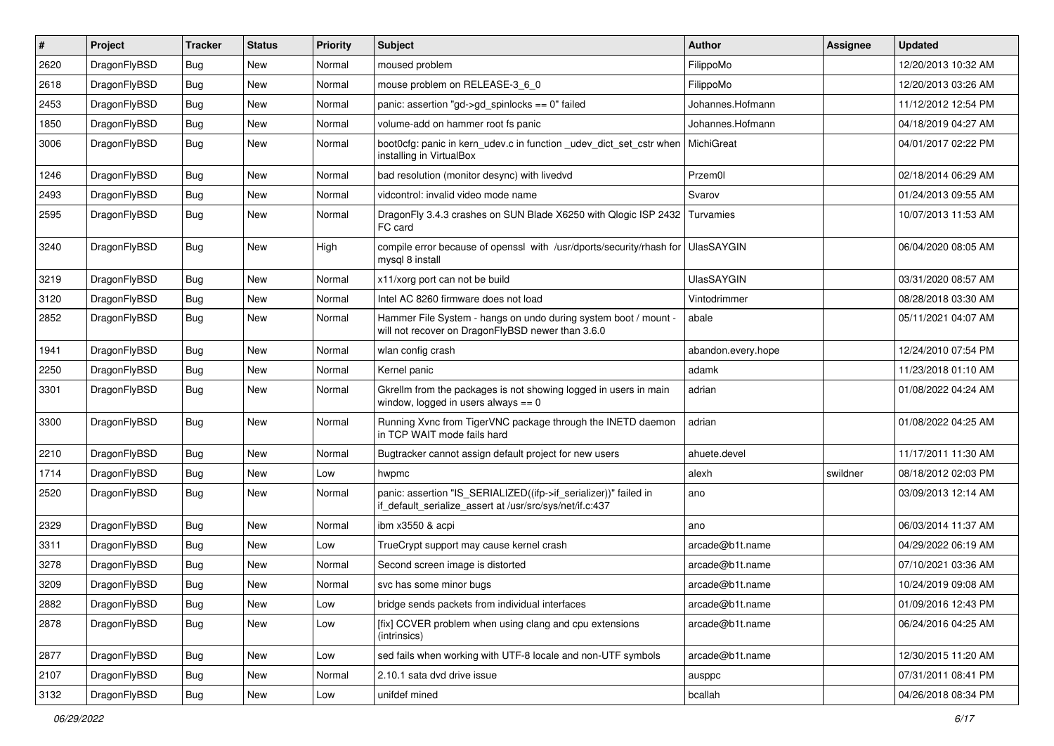| # | Project | Tracker | Status | Priority | Subject | Author | Assignee | Updated |
|---|---|---|---|---|---|---|---|---|
| 2620 | DragonFlyBSD | Bug | New | Normal | moused problem | FilippoMo | | 12/20/2013 10:32 AM |
| 2618 | DragonFlyBSD | Bug | New | Normal | mouse problem on RELEASE-3_6_0 | FilippoMo | | 12/20/2013 03:26 AM |
| 2453 | DragonFlyBSD | Bug | New | Normal | panic: assertion "gd->gd_spinlocks == 0" failed | Johannes.Hofmann | | 11/12/2012 12:54 PM |
| 1850 | DragonFlyBSD | Bug | New | Normal | volume-add on hammer root fs panic | Johannes.Hofmann | | 04/18/2019 04:27 AM |
| 3006 | DragonFlyBSD | Bug | New | Normal | boot0cfg: panic in kern_udev.c in function _udev_dict_set_cstr when installing in VirtualBox | MichiGreat | | 04/01/2017 02:22 PM |
| 1246 | DragonFlyBSD | Bug | New | Normal | bad resolution (monitor desync) with livedvd | Przem0l | | 02/18/2014 06:29 AM |
| 2493 | DragonFlyBSD | Bug | New | Normal | vidcontrol: invalid video mode name | Svarov | | 01/24/2013 09:55 AM |
| 2595 | DragonFlyBSD | Bug | New | Normal | DragonFly 3.4.3 crashes on SUN Blade X6250 with Qlogic ISP 2432 FC card | Turvamies | | 10/07/2013 11:53 AM |
| 3240 | DragonFlyBSD | Bug | New | High | compile error because of openssl with /usr/dports/security/rhash for mysql 8 install | UlasSAYGIN | | 06/04/2020 08:05 AM |
| 3219 | DragonFlyBSD | Bug | New | Normal | x11/xorg port can not be build | UlasSAYGIN | | 03/31/2020 08:57 AM |
| 3120 | DragonFlyBSD | Bug | New | Normal | Intel AC 8260 firmware does not load | Vintodrimmer | | 08/28/2018 03:30 AM |
| 2852 | DragonFlyBSD | Bug | New | Normal | Hammer File System - hangs on undo during system boot / mount - will not recover on DragonFlyBSD newer than 3.6.0 | abale | | 05/11/2021 04:07 AM |
| 1941 | DragonFlyBSD | Bug | New | Normal | wlan config crash | abandon.every.hope | | 12/24/2010 07:54 PM |
| 2250 | DragonFlyBSD | Bug | New | Normal | Kernel panic | adamk | | 11/23/2018 01:10 AM |
| 3301 | DragonFlyBSD | Bug | New | Normal | Gkrellm from the packages is not showing logged in users in main window, logged in users always == 0 | adrian | | 01/08/2022 04:24 AM |
| 3300 | DragonFlyBSD | Bug | New | Normal | Running Xvnc from TigerVNC package through the INETD daemon in TCP WAIT mode fails hard | adrian | | 01/08/2022 04:25 AM |
| 2210 | DragonFlyBSD | Bug | New | Normal | Bugtracker cannot assign default project for new users | ahuete.devel | | 11/17/2011 11:30 AM |
| 1714 | DragonFlyBSD | Bug | New | Low | hwpmc | alexh | swildner | 08/18/2012 02:03 PM |
| 2520 | DragonFlyBSD | Bug | New | Normal | panic: assertion "IS_SERIALIZED((ifp->if_serializer))" failed in if_default_serialize_assert at /usr/src/sys/net/if.c:437 | ano | | 03/09/2013 12:14 AM |
| 2329 | DragonFlyBSD | Bug | New | Normal | ibm x3550 & acpi | ano | | 06/03/2014 11:37 AM |
| 3311 | DragonFlyBSD | Bug | New | Low | TrueCrypt support may cause kernel crash | arcade@b1t.name | | 04/29/2022 06:19 AM |
| 3278 | DragonFlyBSD | Bug | New | Normal | Second screen image is distorted | arcade@b1t.name | | 07/10/2021 03:36 AM |
| 3209 | DragonFlyBSD | Bug | New | Normal | svc has some minor bugs | arcade@b1t.name | | 10/24/2019 09:08 AM |
| 2882 | DragonFlyBSD | Bug | New | Low | bridge sends packets from individual interfaces | arcade@b1t.name | | 01/09/2016 12:43 PM |
| 2878 | DragonFlyBSD | Bug | New | Low | [fix] CCVER problem when using clang and cpu extensions (intrinsics) | arcade@b1t.name | | 06/24/2016 04:25 AM |
| 2877 | DragonFlyBSD | Bug | New | Low | sed fails when working with UTF-8 locale and non-UTF symbols | arcade@b1t.name | | 12/30/2015 11:20 AM |
| 2107 | DragonFlyBSD | Bug | New | Normal | 2.10.1 sata dvd drive issue | ausppc | | 07/31/2011 08:41 PM |
| 3132 | DragonFlyBSD | Bug | New | Low | unifdef mined | bcallah | | 04/26/2018 08:34 PM |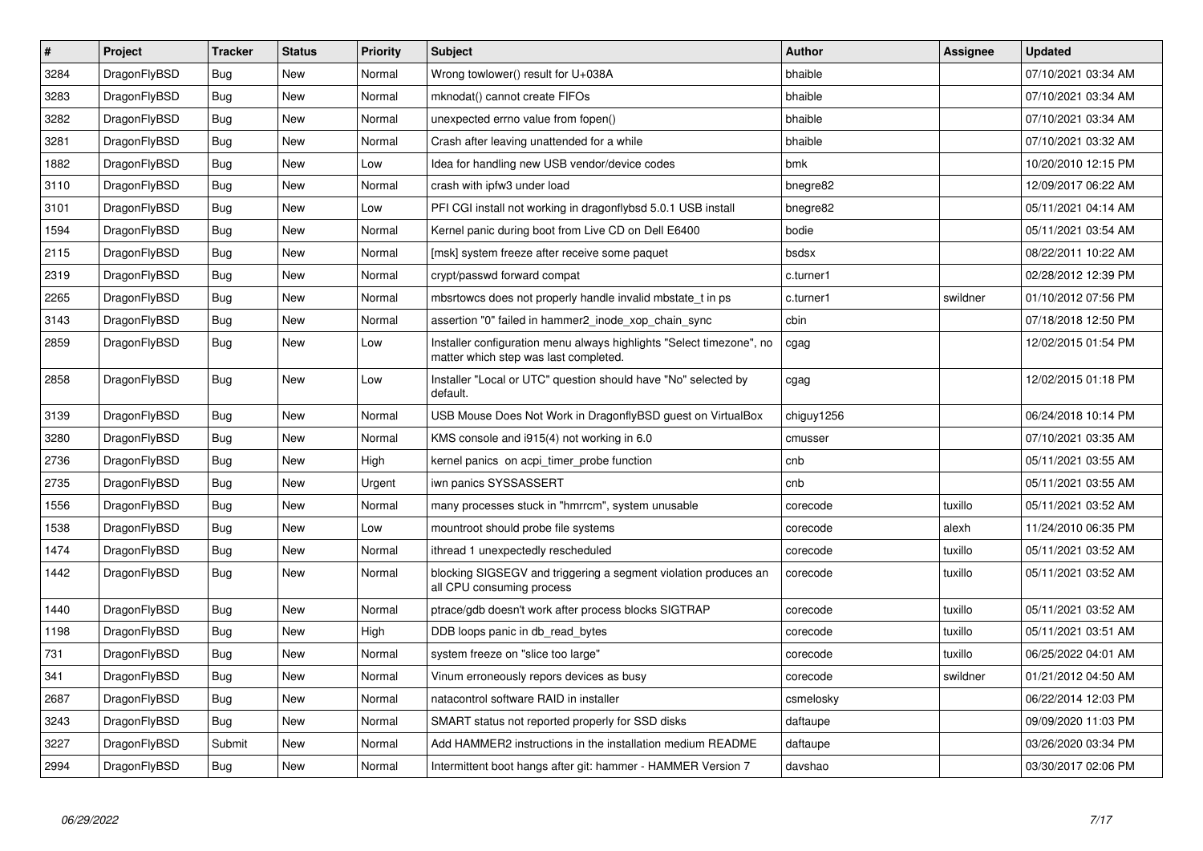| # | Project | Tracker | Status | Priority | Subject | Author | Assignee | Updated |
|---|---|---|---|---|---|---|---|---|
| 3284 | DragonFlyBSD | Bug | New | Normal | Wrong towlower() result for U+038A | bhaible | | 07/10/2021 03:34 AM |
| 3283 | DragonFlyBSD | Bug | New | Normal | mknodat() cannot create FIFOs | bhaible | | 07/10/2021 03:34 AM |
| 3282 | DragonFlyBSD | Bug | New | Normal | unexpected errno value from fopen() | bhaible | | 07/10/2021 03:34 AM |
| 3281 | DragonFlyBSD | Bug | New | Normal | Crash after leaving unattended for a while | bhaible | | 07/10/2021 03:32 AM |
| 1882 | DragonFlyBSD | Bug | New | Low | Idea for handling new USB vendor/device codes | bmk | | 10/20/2010 12:15 PM |
| 3110 | DragonFlyBSD | Bug | New | Normal | crash with ipfw3 under load | bnegre82 | | 12/09/2017 06:22 AM |
| 3101 | DragonFlyBSD | Bug | New | Low | PFI CGI install not working in dragonflybsd 5.0.1 USB install | bnegre82 | | 05/11/2021 04:14 AM |
| 1594 | DragonFlyBSD | Bug | New | Normal | Kernel panic during boot from Live CD on Dell E6400 | bodie | | 05/11/2021 03:54 AM |
| 2115 | DragonFlyBSD | Bug | New | Normal | [msk] system freeze after receive some paquet | bsdsx | | 08/22/2011 10:22 AM |
| 2319 | DragonFlyBSD | Bug | New | Normal | crypt/passwd forward compat | c.turner1 | | 02/28/2012 12:39 PM |
| 2265 | DragonFlyBSD | Bug | New | Normal | mbsrtowcs does not properly handle invalid mbstate_t in ps | c.turner1 | swildner | 01/10/2012 07:56 PM |
| 3143 | DragonFlyBSD | Bug | New | Normal | assertion "0" failed in hammer2_inode_xop_chain_sync | cbin | | 07/18/2018 12:50 PM |
| 2859 | DragonFlyBSD | Bug | New | Low | Installer configuration menu always highlights "Select timezone", no matter which step was last completed. | cgag | | 12/02/2015 01:54 PM |
| 2858 | DragonFlyBSD | Bug | New | Low | Installer "Local or UTC" question should have "No" selected by default. | cgag | | 12/02/2015 01:18 PM |
| 3139 | DragonFlyBSD | Bug | New | Normal | USB Mouse Does Not Work in DragonflyBSD guest on VirtualBox | chiguy1256 | | 06/24/2018 10:14 PM |
| 3280 | DragonFlyBSD | Bug | New | Normal | KMS console and i915(4) not working in 6.0 | cmusser | | 07/10/2021 03:35 AM |
| 2736 | DragonFlyBSD | Bug | New | High | kernel panics on acpi_timer_probe function | cnb | | 05/11/2021 03:55 AM |
| 2735 | DragonFlyBSD | Bug | New | Urgent | iwn panics SYSSASSERT | cnb | | 05/11/2021 03:55 AM |
| 1556 | DragonFlyBSD | Bug | New | Normal | many processes stuck in "hmrrcm", system unusable | corecode | tuxillo | 05/11/2021 03:52 AM |
| 1538 | DragonFlyBSD | Bug | New | Low | mountroot should probe file systems | corecode | alexh | 11/24/2010 06:35 PM |
| 1474 | DragonFlyBSD | Bug | New | Normal | ithread 1 unexpectedly rescheduled | corecode | tuxillo | 05/11/2021 03:52 AM |
| 1442 | DragonFlyBSD | Bug | New | Normal | blocking SIGSEGV and triggering a segment violation produces an all CPU consuming process | corecode | tuxillo | 05/11/2021 03:52 AM |
| 1440 | DragonFlyBSD | Bug | New | Normal | ptrace/gdb doesn't work after process blocks SIGTRAP | corecode | tuxillo | 05/11/2021 03:52 AM |
| 1198 | DragonFlyBSD | Bug | New | High | DDB loops panic in db_read_bytes | corecode | tuxillo | 05/11/2021 03:51 AM |
| 731 | DragonFlyBSD | Bug | New | Normal | system freeze on "slice too large" | corecode | tuxillo | 06/25/2022 04:01 AM |
| 341 | DragonFlyBSD | Bug | New | Normal | Vinum erroneously repors devices as busy | corecode | swildner | 01/21/2012 04:50 AM |
| 2687 | DragonFlyBSD | Bug | New | Normal | natacontrol software RAID in installer | csmelosky | | 06/22/2014 12:03 PM |
| 3243 | DragonFlyBSD | Bug | New | Normal | SMART status not reported properly for SSD disks | daftaupe | | 09/09/2020 11:03 PM |
| 3227 | DragonFlyBSD | Submit | New | Normal | Add HAMMER2 instructions in the installation medium README | daftaupe | | 03/26/2020 03:34 PM |
| 2994 | DragonFlyBSD | Bug | New | Normal | Intermittent boot hangs after git: hammer - HAMMER Version 7 | davshao | | 03/30/2017 02:06 PM |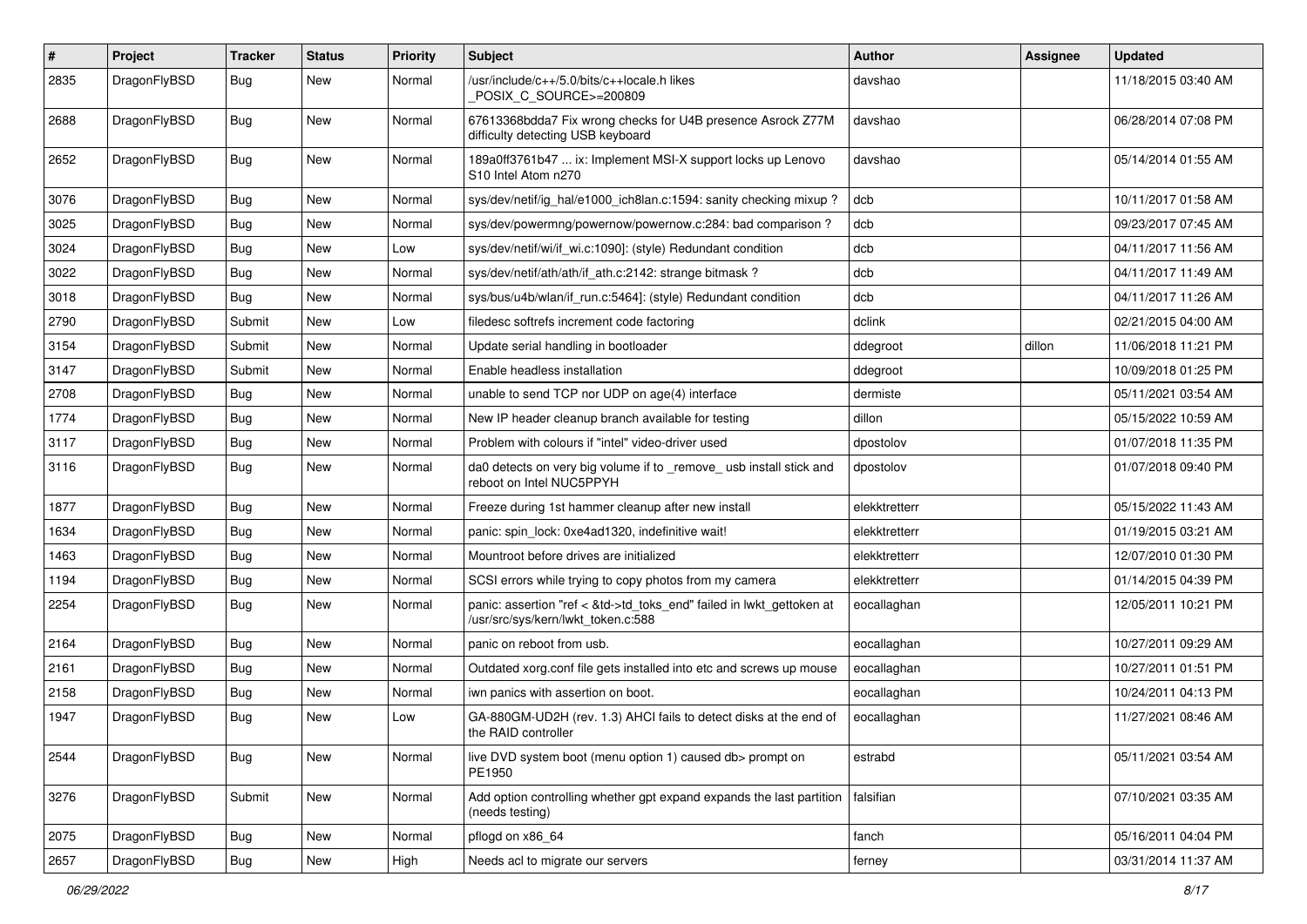| # | Project | Tracker | Status | Priority | Subject | Author | Assignee | Updated |
|---|---|---|---|---|---|---|---|---|
| 2835 | DragonFlyBSD | Bug | New | Normal | /usr/include/c++/5.0/bits/c++locale.h likes _POSIX_C_SOURCE>=200809 | davshao | | 11/18/2015 03:40 AM |
| 2688 | DragonFlyBSD | Bug | New | Normal | 67613368bdda7 Fix wrong checks for U4B presence Asrock Z77M difficulty detecting USB keyboard | davshao | | 06/28/2014 07:08 PM |
| 2652 | DragonFlyBSD | Bug | New | Normal | 189a0ff3761b47 ... ix: Implement MSI-X support locks up Lenovo S10 Intel Atom n270 | davshao | | 05/14/2014 01:55 AM |
| 3076 | DragonFlyBSD | Bug | New | Normal | sys/dev/netif/ig_hal/e1000_ich8lan.c:1594: sanity checking mixup ? | dcb | | 10/11/2017 01:58 AM |
| 3025 | DragonFlyBSD | Bug | New | Normal | sys/dev/powermng/powernow/powernow.c:284: bad comparison ? | dcb | | 09/23/2017 07:45 AM |
| 3024 | DragonFlyBSD | Bug | New | Low | sys/dev/netif/wi/if_wi.c:1090]: (style) Redundant condition | dcb | | 04/11/2017 11:56 AM |
| 3022 | DragonFlyBSD | Bug | New | Normal | sys/dev/netif/ath/ath/if_ath.c:2142: strange bitmask ? | dcb | | 04/11/2017 11:49 AM |
| 3018 | DragonFlyBSD | Bug | New | Normal | sys/bus/u4b/wlan/if_run.c:5464]: (style) Redundant condition | dcb | | 04/11/2017 11:26 AM |
| 2790 | DragonFlyBSD | Submit | New | Low | filedesc softrefs increment code factoring | dclink | | 02/21/2015 04:00 AM |
| 3154 | DragonFlyBSD | Submit | New | Normal | Update serial handling in bootloader | ddegroot | dillon | 11/06/2018 11:21 PM |
| 3147 | DragonFlyBSD | Submit | New | Normal | Enable headless installation | ddegroot | | 10/09/2018 01:25 PM |
| 2708 | DragonFlyBSD | Bug | New | Normal | unable to send TCP nor UDP on age(4) interface | dermiste | | 05/11/2021 03:54 AM |
| 1774 | DragonFlyBSD | Bug | New | Normal | New IP header cleanup branch available for testing | dillon | | 05/15/2022 10:59 AM |
| 3117 | DragonFlyBSD | Bug | New | Normal | Problem with colours if "intel" video-driver used | dpostolov | | 01/07/2018 11:35 PM |
| 3116 | DragonFlyBSD | Bug | New | Normal | da0 detects on very big volume if to _remove_ usb install stick and reboot on Intel NUC5PPYH | dpostolov | | 01/07/2018 09:40 PM |
| 1877 | DragonFlyBSD | Bug | New | Normal | Freeze during 1st hammer cleanup after new install | elekktretterr | | 05/15/2022 11:43 AM |
| 1634 | DragonFlyBSD | Bug | New | Normal | panic: spin_lock: 0xe4ad1320, indefinitive wait! | elekktretterr | | 01/19/2015 03:21 AM |
| 1463 | DragonFlyBSD | Bug | New | Normal | Mountroot before drives are initialized | elekktretterr | | 12/07/2010 01:30 PM |
| 1194 | DragonFlyBSD | Bug | New | Normal | SCSI errors while trying to copy photos from my camera | elekktretterr | | 01/14/2015 04:39 PM |
| 2254 | DragonFlyBSD | Bug | New | Normal | panic: assertion "ref < &td->td_toks_end" failed in lwkt_gettoken at /usr/src/sys/kern/lwkt_token.c:588 | eocallaghan | | 12/05/2011 10:21 PM |
| 2164 | DragonFlyBSD | Bug | New | Normal | panic on reboot from usb. | eocallaghan | | 10/27/2011 09:29 AM |
| 2161 | DragonFlyBSD | Bug | New | Normal | Outdated xorg.conf file gets installed into etc and screws up mouse | eocallaghan | | 10/27/2011 01:51 PM |
| 2158 | DragonFlyBSD | Bug | New | Normal | iwn panics with assertion on boot. | eocallaghan | | 10/24/2011 04:13 PM |
| 1947 | DragonFlyBSD | Bug | New | Low | GA-880GM-UD2H (rev. 1.3) AHCI fails to detect disks at the end of the RAID controller | eocallaghan | | 11/27/2021 08:46 AM |
| 2544 | DragonFlyBSD | Bug | New | Normal | live DVD system boot (menu option 1) caused db> prompt on PE1950 | estrabd | | 05/11/2021 03:54 AM |
| 3276 | DragonFlyBSD | Submit | New | Normal | Add option controlling whether gpt expand expands the last partition (needs testing) | falsifian | | 07/10/2021 03:35 AM |
| 2075 | DragonFlyBSD | Bug | New | Normal | pflogd on x86_64 | fanch | | 05/16/2011 04:04 PM |
| 2657 | DragonFlyBSD | Bug | New | High | Needs acl to migrate our servers | ferney | | 03/31/2014 11:37 AM |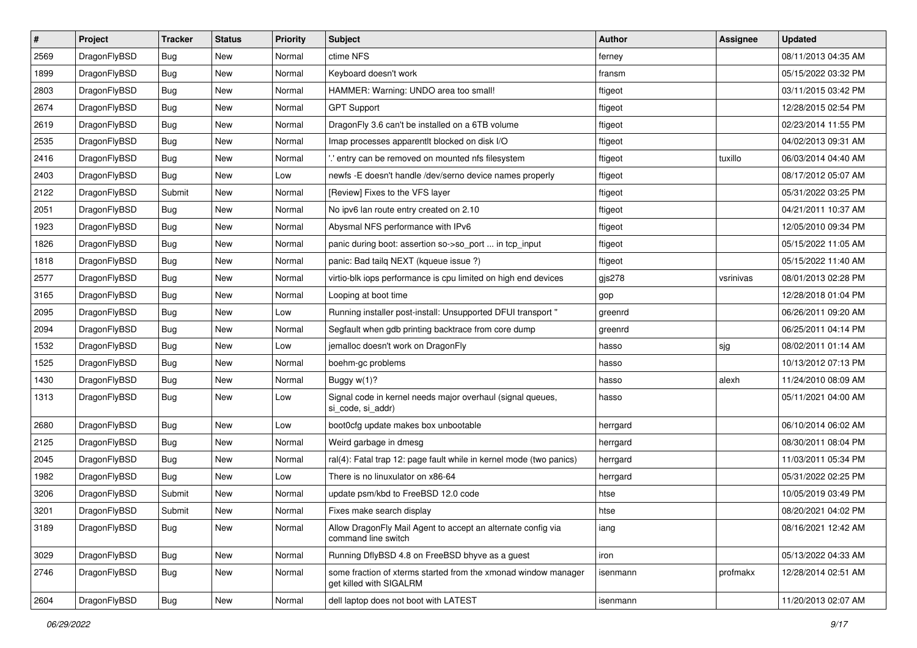| # | Project | Tracker | Status | Priority | Subject | Author | Assignee | Updated |
| --- | --- | --- | --- | --- | --- | --- | --- | --- |
| 2569 | DragonFlyBSD | Bug | New | Normal | ctime NFS | ferney | | 08/11/2013 04:35 AM |
| 1899 | DragonFlyBSD | Bug | New | Normal | Keyboard doesn't work | fransm | | 05/15/2022 03:32 PM |
| 2803 | DragonFlyBSD | Bug | New | Normal | HAMMER: Warning: UNDO area too small! | ftigeot | | 03/11/2015 03:42 PM |
| 2674 | DragonFlyBSD | Bug | New | Normal | GPT Support | ftigeot | | 12/28/2015 02:54 PM |
| 2619 | DragonFlyBSD | Bug | New | Normal | DragonFly 3.6 can't be installed on a 6TB volume | ftigeot | | 02/23/2014 11:55 PM |
| 2535 | DragonFlyBSD | Bug | New | Normal | Imap processes apparentlt blocked on disk I/O | ftigeot | | 04/02/2013 09:31 AM |
| 2416 | DragonFlyBSD | Bug | New | Normal | '.' entry can be removed on mounted nfs filesystem | ftigeot | tuxillo | 06/03/2014 04:40 AM |
| 2403 | DragonFlyBSD | Bug | New | Low | newfs -E doesn't handle /dev/serno device names properly | ftigeot | | 08/17/2012 05:07 AM |
| 2122 | DragonFlyBSD | Submit | New | Normal | [Review] Fixes to the VFS layer | ftigeot | | 05/31/2022 03:25 PM |
| 2051 | DragonFlyBSD | Bug | New | Normal | No ipv6 lan route entry created on 2.10 | ftigeot | | 04/21/2011 10:37 AM |
| 1923 | DragonFlyBSD | Bug | New | Normal | Abysmal NFS performance with IPv6 | ftigeot | | 12/05/2010 09:34 PM |
| 1826 | DragonFlyBSD | Bug | New | Normal | panic during boot: assertion so->so_port ... in tcp_input | ftigeot | | 05/15/2022 11:05 AM |
| 1818 | DragonFlyBSD | Bug | New | Normal | panic: Bad tailq NEXT (kqueue issue ?) | ftigeot | | 05/15/2022 11:40 AM |
| 2577 | DragonFlyBSD | Bug | New | Normal | virtio-blk iops performance is cpu limited on high end devices | gjs278 | vsrinivas | 08/01/2013 02:28 PM |
| 3165 | DragonFlyBSD | Bug | New | Normal | Looping at boot time | gop | | 12/28/2018 01:04 PM |
| 2095 | DragonFlyBSD | Bug | New | Low | Running installer post-install: Unsupported DFUI transport " | greenrd | | 06/26/2011 09:20 AM |
| 2094 | DragonFlyBSD | Bug | New | Normal | Segfault when gdb printing backtrace from core dump | greenrd | | 06/25/2011 04:14 PM |
| 1532 | DragonFlyBSD | Bug | New | Low | jemalloc doesn't work on DragonFly | hasso | sjg | 08/02/2011 01:14 AM |
| 1525 | DragonFlyBSD | Bug | New | Normal | boehm-gc problems | hasso | | 10/13/2012 07:13 PM |
| 1430 | DragonFlyBSD | Bug | New | Normal | Buggy w(1)? | hasso | alexh | 11/24/2010 08:09 AM |
| 1313 | DragonFlyBSD | Bug | New | Low | Signal code in kernel needs major overhaul (signal queues, si_code, si_addr) | hasso | | 05/11/2021 04:00 AM |
| 2680 | DragonFlyBSD | Bug | New | Low | boot0cfg update makes box unbootable | herrgard | | 06/10/2014 06:02 AM |
| 2125 | DragonFlyBSD | Bug | New | Normal | Weird garbage in dmesg | herrgard | | 08/30/2011 08:04 PM |
| 2045 | DragonFlyBSD | Bug | New | Normal | ral(4): Fatal trap 12: page fault while in kernel mode (two panics) | herrgard | | 11/03/2011 05:34 PM |
| 1982 | DragonFlyBSD | Bug | New | Low | There is no linuxulator on x86-64 | herrgard | | 05/31/2022 02:25 PM |
| 3206 | DragonFlyBSD | Submit | New | Normal | update psm/kbd to FreeBSD 12.0 code | htse | | 10/05/2019 03:49 PM |
| 3201 | DragonFlyBSD | Submit | New | Normal | Fixes make search display | htse | | 08/20/2021 04:02 PM |
| 3189 | DragonFlyBSD | Bug | New | Normal | Allow DragonFly Mail Agent to accept an alternate config via command line switch | iang | | 08/16/2021 12:42 AM |
| 3029 | DragonFlyBSD | Bug | New | Normal | Running DflyBSD 4.8 on FreeBSD bhyve as a guest | iron | | 05/13/2022 04:33 AM |
| 2746 | DragonFlyBSD | Bug | New | Normal | some fraction of xterms started from the xmonad window manager get killed with SIGALRM | isenmann | profmakx | 12/28/2014 02:51 AM |
| 2604 | DragonFlyBSD | Bug | New | Normal | dell laptop does not boot with LATEST | isenmann | | 11/20/2013 02:07 AM |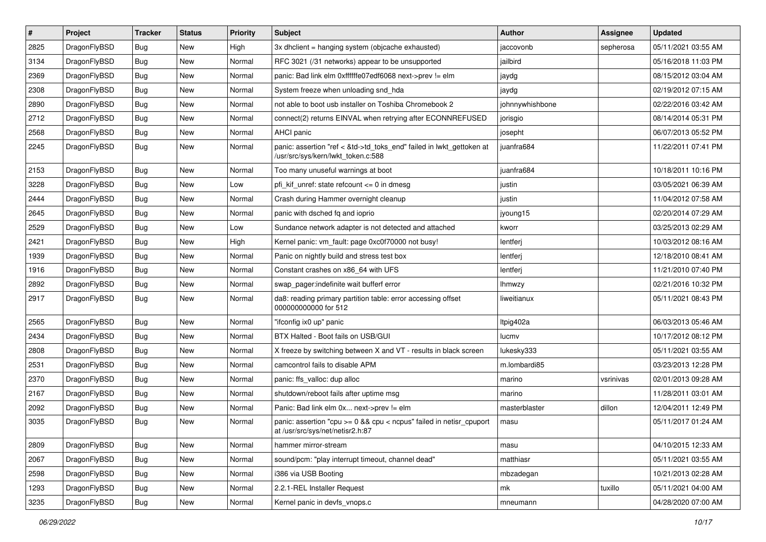| # | Project | Tracker | Status | Priority | Subject | Author | Assignee | Updated |
|---|---|---|---|---|---|---|---|---|
| 2825 | DragonFlyBSD | Bug | New | High | 3x dhclient = hanging system (objcache exhausted) | jaccovonb | sepherosa | 05/11/2021 03:55 AM |
| 3134 | DragonFlyBSD | Bug | New | Normal | RFC 3021 (/31 networks) appear to be unsupported | jailbird | | 05/16/2018 11:03 PM |
| 2369 | DragonFlyBSD | Bug | New | Normal | panic: Bad link elm 0xffffffe07edf6068 next->prev != elm | jaydg | | 08/15/2012 03:04 AM |
| 2308 | DragonFlyBSD | Bug | New | Normal | System freeze when unloading snd_hda | jaydg | | 02/19/2012 07:15 AM |
| 2890 | DragonFlyBSD | Bug | New | Normal | not able to boot usb installer on Toshiba Chromebook 2 | johnnywhishbone | | 02/22/2016 03:42 AM |
| 2712 | DragonFlyBSD | Bug | New | Normal | connect(2) returns EINVAL when retrying after ECONNREFUSED | jorisgio | | 08/14/2014 05:31 PM |
| 2568 | DragonFlyBSD | Bug | New | Normal | AHCI panic | josepht | | 06/07/2013 05:52 PM |
| 2245 | DragonFlyBSD | Bug | New | Normal | panic: assertion "ref < &td->td_toks_end" failed in lwkt_gettoken at /usr/src/sys/kern/lwkt_token.c:588 | juanfra684 | | 11/22/2011 07:41 PM |
| 2153 | DragonFlyBSD | Bug | New | Normal | Too many unuseful warnings at boot | juanfra684 | | 10/18/2011 10:16 PM |
| 3228 | DragonFlyBSD | Bug | New | Low | pfi_kif_unref: state refcount <= 0 in dmesg | justin | | 03/05/2021 06:39 AM |
| 2444 | DragonFlyBSD | Bug | New | Normal | Crash during Hammer overnight cleanup | justin | | 11/04/2012 07:58 AM |
| 2645 | DragonFlyBSD | Bug | New | Normal | panic with dsched fq and ioprio | jyoung15 | | 02/20/2014 07:29 AM |
| 2529 | DragonFlyBSD | Bug | New | Low | Sundance network adapter is not detected and attached | kworr | | 03/25/2013 02:29 AM |
| 2421 | DragonFlyBSD | Bug | New | High | Kernel panic: vm_fault: page 0xc0f70000 not busy! | lentferj | | 10/03/2012 08:16 AM |
| 1939 | DragonFlyBSD | Bug | New | Normal | Panic on nightly build and stress test box | lentferj | | 12/18/2010 08:41 AM |
| 1916 | DragonFlyBSD | Bug | New | Normal | Constant crashes on x86_64 with UFS | lentferj | | 11/21/2010 07:40 PM |
| 2892 | DragonFlyBSD | Bug | New | Normal | swap_pager:indefinite wait bufferf error | lhmwzy | | 02/21/2016 10:32 PM |
| 2917 | DragonFlyBSD | Bug | New | Normal | da8: reading primary partition table: error accessing offset 000000000000 for 512 | liweitianux | | 05/11/2021 08:43 PM |
| 2565 | DragonFlyBSD | Bug | New | Normal | "ifconfig ix0 up" panic | ltpig402a | | 06/03/2013 05:46 AM |
| 2434 | DragonFlyBSD | Bug | New | Normal | BTX Halted - Boot fails on USB/GUI | lucmv | | 10/17/2012 08:12 PM |
| 2808 | DragonFlyBSD | Bug | New | Normal | X freeze by switching between X and VT - results in black screen | lukesky333 | | 05/11/2021 03:55 AM |
| 2531 | DragonFlyBSD | Bug | New | Normal | camcontrol fails to disable APM | m.lombardi85 | | 03/23/2013 12:28 PM |
| 2370 | DragonFlyBSD | Bug | New | Normal | panic: ffs_valloc: dup alloc | marino | vsrinivas | 02/01/2013 09:28 AM |
| 2167 | DragonFlyBSD | Bug | New | Normal | shutdown/reboot fails after uptime msg | marino | | 11/28/2011 03:01 AM |
| 2092 | DragonFlyBSD | Bug | New | Normal | Panic: Bad link elm 0x... next->prev != elm | masterblaster | dillon | 12/04/2011 12:49 PM |
| 3035 | DragonFlyBSD | Bug | New | Normal | panic: assertion "cpu >= 0 && cpu < ncpus" failed in netisr_cpuport at /usr/src/sys/net/netisr2.h:87 | masu | | 05/11/2017 01:24 AM |
| 2809 | DragonFlyBSD | Bug | New | Normal | hammer mirror-stream | masu | | 04/10/2015 12:33 AM |
| 2067 | DragonFlyBSD | Bug | New | Normal | sound/pcm: "play interrupt timeout, channel dead" | matthiasr | | 05/11/2021 03:55 AM |
| 2598 | DragonFlyBSD | Bug | New | Normal | i386 via USB Booting | mbzadegan | | 10/21/2013 02:28 AM |
| 1293 | DragonFlyBSD | Bug | New | Normal | 2.2.1-REL Installer Request | mk | tuxillo | 05/11/2021 04:00 AM |
| 3235 | DragonFlyBSD | Bug | New | Normal | Kernel panic in devfs_vnops.c | mneumann | | 04/28/2020 07:00 AM |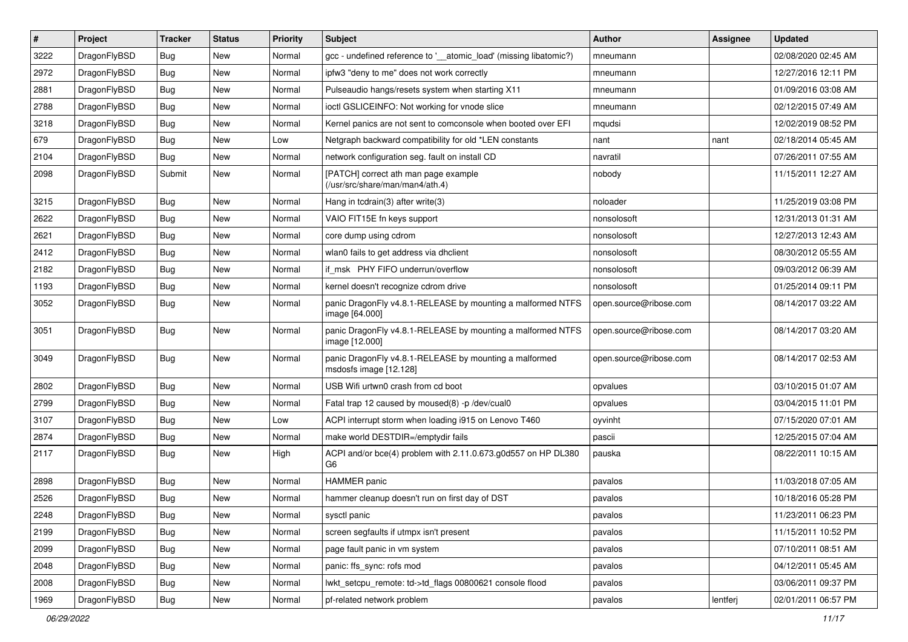| # | Project | Tracker | Status | Priority | Subject | Author | Assignee | Updated |
|---|---|---|---|---|---|---|---|---|
| 3222 | DragonFlyBSD | Bug | New | Normal | gcc - undefined reference to '__atomic_load' (missing libatomic?) | mneumann | | 02/08/2020 02:45 AM |
| 2972 | DragonFlyBSD | Bug | New | Normal | ipfw3 "deny to me" does not work correctly | mneumann | | 12/27/2016 12:11 PM |
| 2881 | DragonFlyBSD | Bug | New | Normal | Pulseaudio hangs/resets system when starting X11 | mneumann | | 01/09/2016 03:08 AM |
| 2788 | DragonFlyBSD | Bug | New | Normal | ioctl GSLICEINFO: Not working for vnode slice | mneumann | | 02/12/2015 07:49 AM |
| 3218 | DragonFlyBSD | Bug | New | Normal | Kernel panics are not sent to comconsole when booted over EFI | mqudsi | | 12/02/2019 08:52 PM |
| 679 | DragonFlyBSD | Bug | New | Low | Netgraph backward compatibility for old *LEN constants | nant | nant | 02/18/2014 05:45 AM |
| 2104 | DragonFlyBSD | Bug | New | Normal | network configuration seg. fault on install CD | navratil | | 07/26/2011 07:55 AM |
| 2098 | DragonFlyBSD | Submit | New | Normal | [PATCH] correct ath man page example (/usr/src/share/man/man4/ath.4) | nobody | | 11/15/2011 12:27 AM |
| 3215 | DragonFlyBSD | Bug | New | Normal | Hang in tcdrain(3) after write(3) | noloader | | 11/25/2019 03:08 PM |
| 2622 | DragonFlyBSD | Bug | New | Normal | VAIO FIT15E fn keys support | nonsolosoft | | 12/31/2013 01:31 AM |
| 2621 | DragonFlyBSD | Bug | New | Normal | core dump using cdrom | nonsolosoft | | 12/27/2013 12:43 AM |
| 2412 | DragonFlyBSD | Bug | New | Normal | wlan0 fails to get address via dhclient | nonsolosoft | | 08/30/2012 05:55 AM |
| 2182 | DragonFlyBSD | Bug | New | Normal | if_msk PHY FIFO underrun/overflow | nonsolosoft | | 09/03/2012 06:39 AM |
| 1193 | DragonFlyBSD | Bug | New | Normal | kernel doesn't recognize cdrom drive | nonsolosoft | | 01/25/2014 09:11 PM |
| 3052 | DragonFlyBSD | Bug | New | Normal | panic DragonFly v4.8.1-RELEASE by mounting a malformed NTFS image [64.000] | open.source@ribose.com | | 08/14/2017 03:22 AM |
| 3051 | DragonFlyBSD | Bug | New | Normal | panic DragonFly v4.8.1-RELEASE by mounting a malformed NTFS image [12.000] | open.source@ribose.com | | 08/14/2017 03:20 AM |
| 3049 | DragonFlyBSD | Bug | New | Normal | panic DragonFly v4.8.1-RELEASE by mounting a malformed msdosfs image [12.128] | open.source@ribose.com | | 08/14/2017 02:53 AM |
| 2802 | DragonFlyBSD | Bug | New | Normal | USB Wifi urtwn0 crash from cd boot | opvalues | | 03/10/2015 01:07 AM |
| 2799 | DragonFlyBSD | Bug | New | Normal | Fatal trap 12 caused by moused(8) -p /dev/cual0 | opvalues | | 03/04/2015 11:01 PM |
| 3107 | DragonFlyBSD | Bug | New | Low | ACPI interrupt storm when loading i915 on Lenovo T460 | oyvinht | | 07/15/2020 07:01 AM |
| 2874 | DragonFlyBSD | Bug | New | Normal | make world DESTDIR=/emptydir fails | pascii | | 12/25/2015 07:04 AM |
| 2117 | DragonFlyBSD | Bug | New | High | ACPI and/or bce(4) problem with 2.11.0.673.g0d557 on HP DL380 G6 | pauska | | 08/22/2011 10:15 AM |
| 2898 | DragonFlyBSD | Bug | New | Normal | HAMMER panic | pavalos | | 11/03/2018 07:05 AM |
| 2526 | DragonFlyBSD | Bug | New | Normal | hammer cleanup doesn't run on first day of DST | pavalos | | 10/18/2016 05:28 PM |
| 2248 | DragonFlyBSD | Bug | New | Normal | sysctl panic | pavalos | | 11/23/2011 06:23 PM |
| 2199 | DragonFlyBSD | Bug | New | Normal | screen segfaults if utmpx isn't present | pavalos | | 11/15/2011 10:52 PM |
| 2099 | DragonFlyBSD | Bug | New | Normal | page fault panic in vm system | pavalos | | 07/10/2011 08:51 AM |
| 2048 | DragonFlyBSD | Bug | New | Normal | panic: ffs_sync: rofs mod | pavalos | | 04/12/2011 05:45 AM |
| 2008 | DragonFlyBSD | Bug | New | Normal | lwkt_setcpu_remote: td->td_flags 00800621 console flood | pavalos | | 03/06/2011 09:37 PM |
| 1969 | DragonFlyBSD | Bug | New | Normal | pf-related network problem | pavalos | lentferj | 02/01/2011 06:57 PM |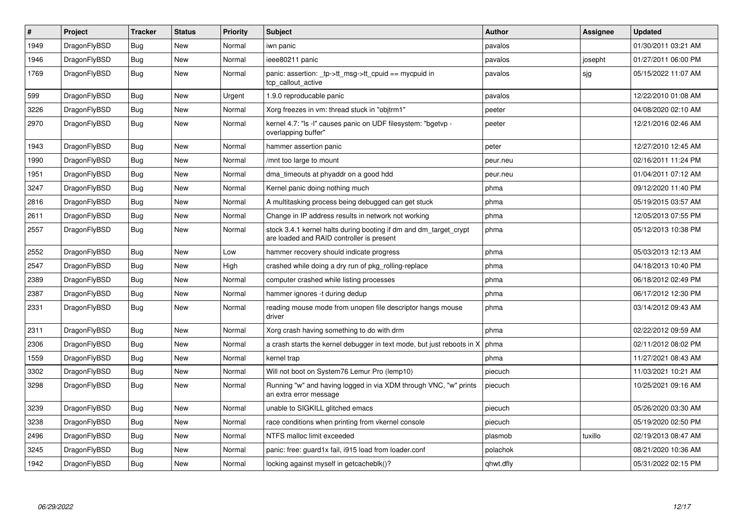| # | Project | Tracker | Status | Priority | Subject | Author | Assignee | Updated |
|---|---|---|---|---|---|---|---|---|
| 1949 | DragonFlyBSD | Bug | New | Normal | iwn panic | pavalos | | 01/30/2011 03:21 AM |
| 1946 | DragonFlyBSD | Bug | New | Normal | ieee80211 panic | pavalos | josepht | 01/27/2011 06:00 PM |
| 1769 | DragonFlyBSD | Bug | New | Normal | panic: assertion: _tp->tt_msg->tt_cpuid == mycpuid in tcp_callout_active | pavalos | sjg | 05/15/2022 11:07 AM |
| 599 | DragonFlyBSD | Bug | New | Urgent | 1.9.0 reproducable panic | pavalos | | 12/22/2010 01:08 AM |
| 3226 | DragonFlyBSD | Bug | New | Normal | Xorg freezes in vm: thread stuck in "objtrm1" | peeter | | 04/08/2020 02:10 AM |
| 2970 | DragonFlyBSD | Bug | New | Normal | kernel 4.7: "ls -l" causes panic on UDF filesystem: "bgetvp - overlapping buffer" | peeter | | 12/21/2016 02:46 AM |
| 1943 | DragonFlyBSD | Bug | New | Normal | hammer assertion panic | peter | | 12/27/2010 12:45 AM |
| 1990 | DragonFlyBSD | Bug | New | Normal | /mnt too large to mount | peur.neu | | 02/16/2011 11:24 PM |
| 1951 | DragonFlyBSD | Bug | New | Normal | dma_timeouts at phyaddr on a good hdd | peur.neu | | 01/04/2011 07:12 AM |
| 3247 | DragonFlyBSD | Bug | New | Normal | Kernel panic doing nothing much | phma | | 09/12/2020 11:40 PM |
| 2816 | DragonFlyBSD | Bug | New | Normal | A multitasking process being debugged can get stuck | phma | | 05/19/2015 03:57 AM |
| 2611 | DragonFlyBSD | Bug | New | Normal | Change in IP address results in network not working | phma | | 12/05/2013 07:55 PM |
| 2557 | DragonFlyBSD | Bug | New | Normal | stock 3.4.1 kernel halts during booting if dm and dm_target_crypt are loaded and RAID controller is present | phma | | 05/12/2013 10:38 PM |
| 2552 | DragonFlyBSD | Bug | New | Low | hammer recovery should indicate progress | phma | | 05/03/2013 12:13 AM |
| 2547 | DragonFlyBSD | Bug | New | High | crashed while doing a dry run of pkg_rolling-replace | phma | | 04/18/2013 10:40 PM |
| 2389 | DragonFlyBSD | Bug | New | Normal | computer crashed while listing processes | phma | | 06/18/2012 02:49 PM |
| 2387 | DragonFlyBSD | Bug | New | Normal | hammer ignores -t during dedup | phma | | 06/17/2012 12:30 PM |
| 2331 | DragonFlyBSD | Bug | New | Normal | reading mouse mode from unopen file descriptor hangs mouse driver | phma | | 03/14/2012 09:43 AM |
| 2311 | DragonFlyBSD | Bug | New | Normal | Xorg crash having something to do with drm | phma | | 02/22/2012 09:59 AM |
| 2306 | DragonFlyBSD | Bug | New | Normal | a crash starts the kernel debugger in text mode, but just reboots in X | phma | | 02/11/2012 08:02 PM |
| 1559 | DragonFlyBSD | Bug | New | Normal | kernel trap | phma | | 11/27/2021 08:43 AM |
| 3302 | DragonFlyBSD | Bug | New | Normal | Will not boot on System76 Lemur Pro (lemp10) | piecuch | | 11/03/2021 10:21 AM |
| 3298 | DragonFlyBSD | Bug | New | Normal | Running "w" and having logged in via XDM through VNC, "w" prints an extra error message | piecuch | | 10/25/2021 09:16 AM |
| 3239 | DragonFlyBSD | Bug | New | Normal | unable to SIGKILL glitched emacs | piecuch | | 05/26/2020 03:30 AM |
| 3238 | DragonFlyBSD | Bug | New | Normal | race conditions when printing from vkernel console | piecuch | | 05/19/2020 02:50 PM |
| 2496 | DragonFlyBSD | Bug | New | Normal | NTFS malloc limit exceeded | plasmob | tuxillo | 02/19/2013 08:47 AM |
| 3245 | DragonFlyBSD | Bug | New | Normal | panic: free: guard1x fail, i915 load from loader.conf | polachok | | 08/21/2020 10:36 AM |
| 1942 | DragonFlyBSD | Bug | New | Normal | locking against myself in getcacheblk()? | qhwt.dfly | | 05/31/2022 02:15 PM |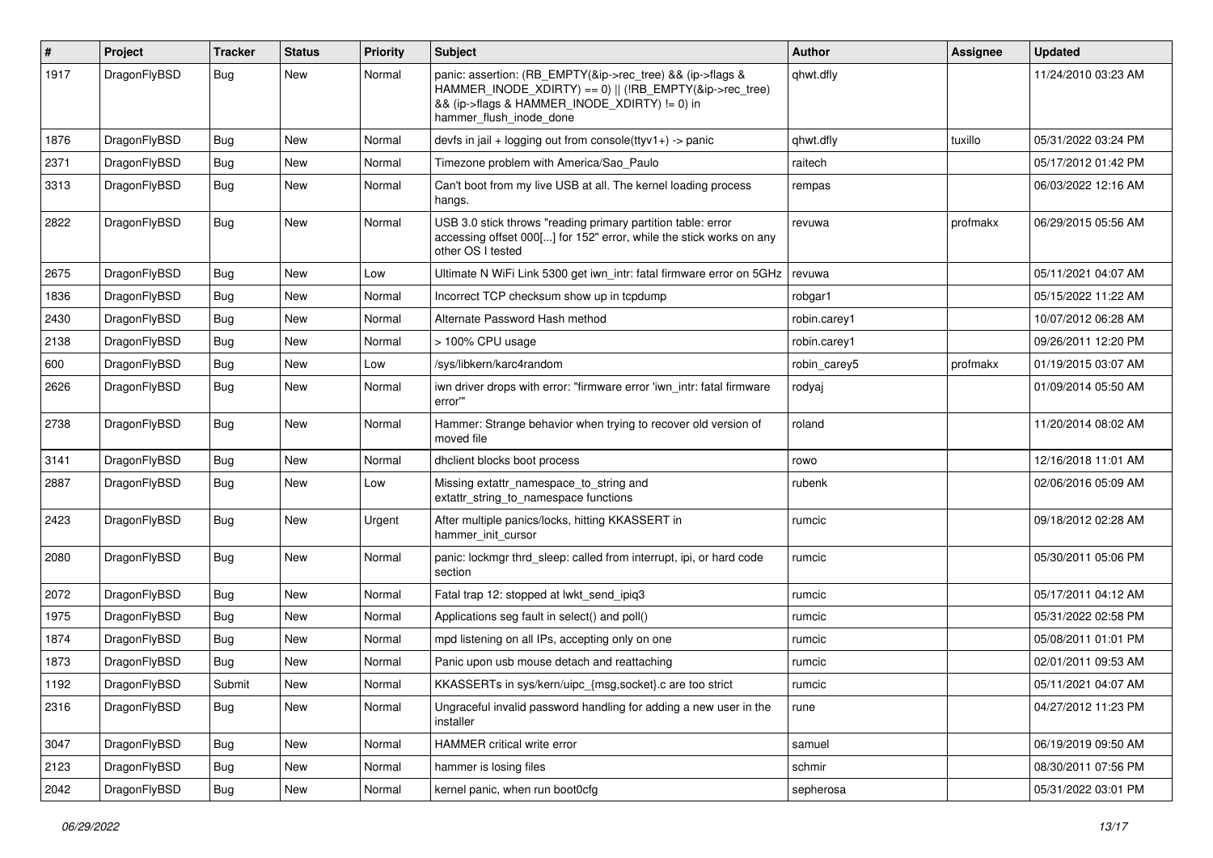| # | Project | Tracker | Status | Priority | Subject | Author | Assignee | Updated |
|---|---|---|---|---|---|---|---|---|
| 1917 | DragonFlyBSD | Bug | New | Normal | panic: assertion: (RB_EMPTY(&ip->rec_tree) && (ip->flags & HAMMER_INODE_XDIRTY) == 0) \|\| (!RB_EMPTY(&ip->rec_tree) && (ip->flags & HAMMER_INODE_XDIRTY) != 0) in hammer_flush_inode_done | qhwt.dfly | | 11/24/2010 03:23 AM |
| 1876 | DragonFlyBSD | Bug | New | Normal | devfs in jail + logging out from console(ttyv1+) -> panic | qhwt.dfly | tuxillo | 05/31/2022 03:24 PM |
| 2371 | DragonFlyBSD | Bug | New | Normal | Timezone problem with America/Sao_Paulo | raitech | | 05/17/2012 01:42 PM |
| 3313 | DragonFlyBSD | Bug | New | Normal | Can't boot from my live USB at all. The kernel loading process hangs. | rempas | | 06/03/2022 12:16 AM |
| 2822 | DragonFlyBSD | Bug | New | Normal | USB 3.0 stick throws "reading primary partition table: error accessing offset 000[...] for 152" error, while the stick works on any other OS I tested | revuwa | profmakx | 06/29/2015 05:56 AM |
| 2675 | DragonFlyBSD | Bug | New | Low | Ultimate N WiFi Link 5300 get iwn_intr: fatal firmware error on 5GHz | revuwa | | 05/11/2021 04:07 AM |
| 1836 | DragonFlyBSD | Bug | New | Normal | Incorrect TCP checksum show up in tcpdump | robgar1 | | 05/15/2022 11:22 AM |
| 2430 | DragonFlyBSD | Bug | New | Normal | Alternate Password Hash method | robin.carey1 | | 10/07/2012 06:28 AM |
| 2138 | DragonFlyBSD | Bug | New | Normal | > 100% CPU usage | robin.carey1 | | 09/26/2011 12:20 PM |
| 600 | DragonFlyBSD | Bug | New | Low | /sys/libkern/karc4random | robin_carey5 | profmakx | 01/19/2015 03:07 AM |
| 2626 | DragonFlyBSD | Bug | New | Normal | iwn driver drops with error: "firmware error 'iwn_intr: fatal firmware error'" | rodyaj | | 01/09/2014 05:50 AM |
| 2738 | DragonFlyBSD | Bug | New | Normal | Hammer: Strange behavior when trying to recover old version of moved file | roland | | 11/20/2014 08:02 AM |
| 3141 | DragonFlyBSD | Bug | New | Normal | dhclient blocks boot process | rowo | | 12/16/2018 11:01 AM |
| 2887 | DragonFlyBSD | Bug | New | Low | Missing extattr_namespace_to_string and extattr_string_to_namespace functions | rubenk | | 02/06/2016 05:09 AM |
| 2423 | DragonFlyBSD | Bug | New | Urgent | After multiple panics/locks, hitting KKASSERT in hammer_init_cursor | rumcic | | 09/18/2012 02:28 AM |
| 2080 | DragonFlyBSD | Bug | New | Normal | panic: lockmgr thrd_sleep: called from interrupt, ipi, or hard code section | rumcic | | 05/30/2011 05:06 PM |
| 2072 | DragonFlyBSD | Bug | New | Normal | Fatal trap 12: stopped at lwkt_send_ipiq3 | rumcic | | 05/17/2011 04:12 AM |
| 1975 | DragonFlyBSD | Bug | New | Normal | Applications seg fault in select() and poll() | rumcic | | 05/31/2022 02:58 PM |
| 1874 | DragonFlyBSD | Bug | New | Normal | mpd listening on all IPs, accepting only on one | rumcic | | 05/08/2011 01:01 PM |
| 1873 | DragonFlyBSD | Bug | New | Normal | Panic upon usb mouse detach and reattaching | rumcic | | 02/01/2011 09:53 AM |
| 1192 | DragonFlyBSD | Submit | New | Normal | KKASSERTs in sys/kern/uipc_{msg,socket}.c are too strict | rumcic | | 05/11/2021 04:07 AM |
| 2316 | DragonFlyBSD | Bug | New | Normal | Ungraceful invalid password handling for adding a new user in the installer | rune | | 04/27/2012 11:23 PM |
| 3047 | DragonFlyBSD | Bug | New | Normal | HAMMER critical write error | samuel | | 06/19/2019 09:50 AM |
| 2123 | DragonFlyBSD | Bug | New | Normal | hammer is losing files | schmir | | 08/30/2011 07:56 PM |
| 2042 | DragonFlyBSD | Bug | New | Normal | kernel panic, when run boot0cfg | sepherosa | | 05/31/2022 03:01 PM |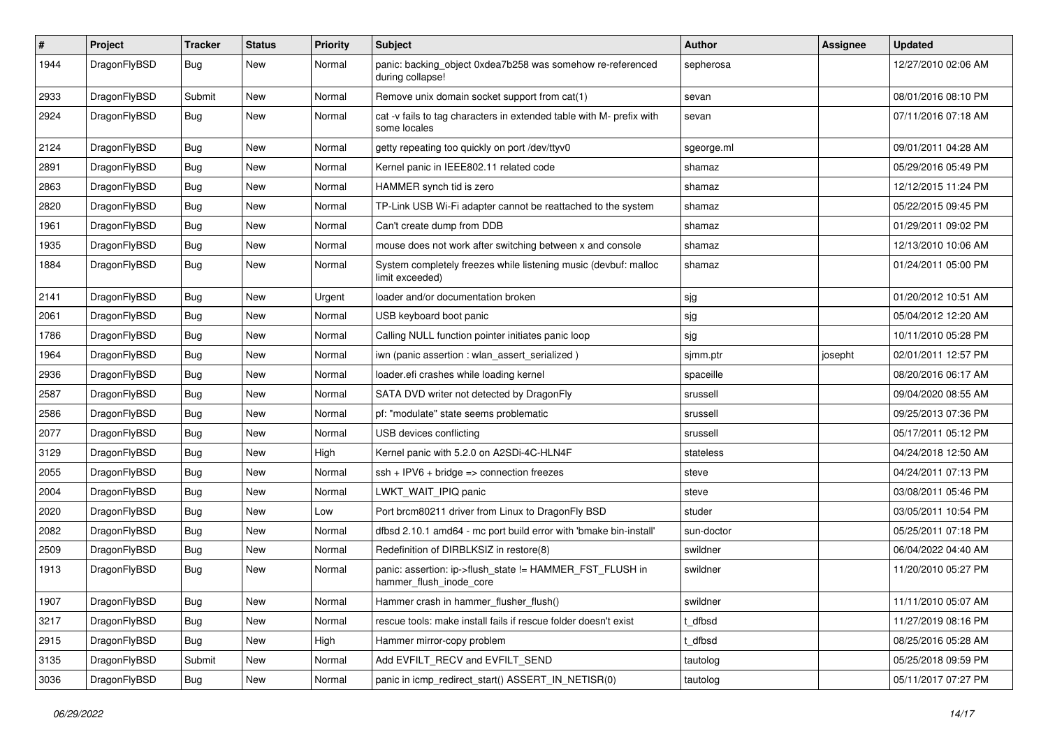| # | Project | Tracker | Status | Priority | Subject | Author | Assignee | Updated |
|---|---|---|---|---|---|---|---|---|
| 1944 | DragonFlyBSD | Bug | New | Normal | panic: backing_object 0xdea7b258 was somehow re-referenced during collapse! | sepherosa | | 12/27/2010 02:06 AM |
| 2933 | DragonFlyBSD | Submit | New | Normal | Remove unix domain socket support from cat(1) | sevan | | 08/01/2016 08:10 PM |
| 2924 | DragonFlyBSD | Bug | New | Normal | cat -v fails to tag characters in extended table with M- prefix with some locales | sevan | | 07/11/2016 07:18 AM |
| 2124 | DragonFlyBSD | Bug | New | Normal | getty repeating too quickly on port /dev/ttyv0 | sgeorge.ml | | 09/01/2011 04:28 AM |
| 2891 | DragonFlyBSD | Bug | New | Normal | Kernel panic in IEEE802.11 related code | shamaz | | 05/29/2016 05:49 PM |
| 2863 | DragonFlyBSD | Bug | New | Normal | HAMMER synch tid is zero | shamaz | | 12/12/2015 11:24 PM |
| 2820 | DragonFlyBSD | Bug | New | Normal | TP-Link USB Wi-Fi adapter cannot be reattached to the system | shamaz | | 05/22/2015 09:45 PM |
| 1961 | DragonFlyBSD | Bug | New | Normal | Can't create dump from DDB | shamaz | | 01/29/2011 09:02 PM |
| 1935 | DragonFlyBSD | Bug | New | Normal | mouse does not work after switching between x and console | shamaz | | 12/13/2010 10:06 AM |
| 1884 | DragonFlyBSD | Bug | New | Normal | System completely freezes while listening music (devbuf: malloc limit exceeded) | shamaz | | 01/24/2011 05:00 PM |
| 2141 | DragonFlyBSD | Bug | New | Urgent | loader and/or documentation broken | sjg | | 01/20/2012 10:51 AM |
| 2061 | DragonFlyBSD | Bug | New | Normal | USB keyboard boot panic | sjg | | 05/04/2012 12:20 AM |
| 1786 | DragonFlyBSD | Bug | New | Normal | Calling NULL function pointer initiates panic loop | sjg | | 10/11/2010 05:28 PM |
| 1964 | DragonFlyBSD | Bug | New | Normal | iwn (panic assertion : wlan_assert_serialized ) | sjmm.ptr | josepht | 02/01/2011 12:57 PM |
| 2936 | DragonFlyBSD | Bug | New | Normal | loader.efi crashes while loading kernel | spaceille | | 08/20/2016 06:17 AM |
| 2587 | DragonFlyBSD | Bug | New | Normal | SATA DVD writer not detected by DragonFly | srussell | | 09/04/2020 08:55 AM |
| 2586 | DragonFlyBSD | Bug | New | Normal | pf: "modulate" state seems problematic | srussell | | 09/25/2013 07:36 PM |
| 2077 | DragonFlyBSD | Bug | New | Normal | USB devices conflicting | srussell | | 05/17/2011 05:12 PM |
| 3129 | DragonFlyBSD | Bug | New | High | Kernel panic with 5.2.0 on A2SDi-4C-HLN4F | stateless | | 04/24/2018 12:50 AM |
| 2055 | DragonFlyBSD | Bug | New | Normal | ssh + IPV6 + bridge => connection freezes | steve | | 04/24/2011 07:13 PM |
| 2004 | DragonFlyBSD | Bug | New | Normal | LWKT_WAIT_IPIQ panic | steve | | 03/08/2011 05:46 PM |
| 2020 | DragonFlyBSD | Bug | New | Low | Port brcm80211 driver from Linux to DragonFly BSD | studer | | 03/05/2011 10:54 PM |
| 2082 | DragonFlyBSD | Bug | New | Normal | dfbsd 2.10.1 amd64 - mc port build error with 'bmake bin-install' | sun-doctor | | 05/25/2011 07:18 PM |
| 2509 | DragonFlyBSD | Bug | New | Normal | Redefinition of DIRBLKSIZ in restore(8) | swildner | | 06/04/2022 04:40 AM |
| 1913 | DragonFlyBSD | Bug | New | Normal | panic: assertion: ip->flush_state != HAMMER_FST_FLUSH in hammer_flush_inode_core | swildner | | 11/20/2010 05:27 PM |
| 1907 | DragonFlyBSD | Bug | New | Normal | Hammer crash in hammer_flusher_flush() | swildner | | 11/11/2010 05:07 AM |
| 3217 | DragonFlyBSD | Bug | New | Normal | rescue tools: make install fails if rescue folder doesn't exist | t_dfbsd | | 11/27/2019 08:16 PM |
| 2915 | DragonFlyBSD | Bug | New | High | Hammer mirror-copy problem | t_dfbsd | | 08/25/2016 05:28 AM |
| 3135 | DragonFlyBSD | Submit | New | Normal | Add EVFILT_RECV and EVFILT_SEND | tautolog | | 05/25/2018 09:59 PM |
| 3036 | DragonFlyBSD | Bug | New | Normal | panic in icmp_redirect_start() ASSERT_IN_NETISR(0) | tautolog | | 05/11/2017 07:27 PM |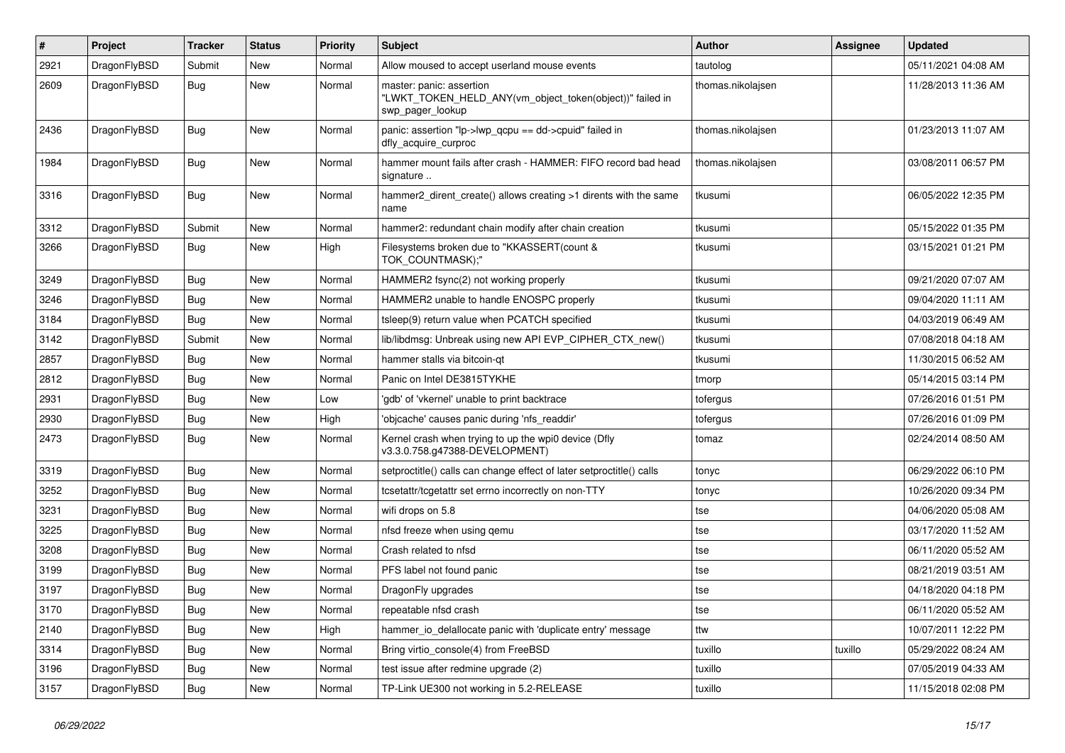| # | Project | Tracker | Status | Priority | Subject | Author | Assignee | Updated |
|---|---|---|---|---|---|---|---|---|
| 2921 | DragonFlyBSD | Submit | New | Normal | Allow moused to accept userland mouse events | tautolog | | 05/11/2021 04:08 AM |
| 2609 | DragonFlyBSD | Bug | New | Normal | master: panic: assertion "LWKT_TOKEN_HELD_ANY(vm_object_token(object))" failed in swp_pager_lookup | thomas.nikolajsen | | 11/28/2013 11:36 AM |
| 2436 | DragonFlyBSD | Bug | New | Normal | panic: assertion "lp->lwp_qcpu == dd->cpuid" failed in dfly_acquire_curproc | thomas.nikolajsen | | 01/23/2013 11:07 AM |
| 1984 | DragonFlyBSD | Bug | New | Normal | hammer mount fails after crash - HAMMER: FIFO record bad head signature .. | thomas.nikolajsen | | 03/08/2011 06:57 PM |
| 3316 | DragonFlyBSD | Bug | New | Normal | hammer2_dirent_create() allows creating >1 dirents with the same name | tkusumi | | 06/05/2022 12:35 PM |
| 3312 | DragonFlyBSD | Submit | New | Normal | hammer2: redundant chain modify after chain creation | tkusumi | | 05/15/2022 01:35 PM |
| 3266 | DragonFlyBSD | Bug | New | High | Filesystems broken due to "KKASSERT(count & TOK_COUNTMASK);" | tkusumi | | 03/15/2021 01:21 PM |
| 3249 | DragonFlyBSD | Bug | New | Normal | HAMMER2 fsync(2) not working properly | tkusumi | | 09/21/2020 07:07 AM |
| 3246 | DragonFlyBSD | Bug | New | Normal | HAMMER2 unable to handle ENOSPC properly | tkusumi | | 09/04/2020 11:11 AM |
| 3184 | DragonFlyBSD | Bug | New | Normal | tsleep(9) return value when PCATCH specified | tkusumi | | 04/03/2019 06:49 AM |
| 3142 | DragonFlyBSD | Submit | New | Normal | lib/libdmsg: Unbreak using new API EVP_CIPHER_CTX_new() | tkusumi | | 07/08/2018 04:18 AM |
| 2857 | DragonFlyBSD | Bug | New | Normal | hammer stalls via bitcoin-qt | tkusumi | | 11/30/2015 06:52 AM |
| 2812 | DragonFlyBSD | Bug | New | Normal | Panic on Intel DE3815TYKHE | tmorp | | 05/14/2015 03:14 PM |
| 2931 | DragonFlyBSD | Bug | New | Low | 'gdb' of 'vkernel' unable to print backtrace | tofergus | | 07/26/2016 01:51 PM |
| 2930 | DragonFlyBSD | Bug | New | High | 'objcache' causes panic during 'nfs_readdir' | tofergus | | 07/26/2016 01:09 PM |
| 2473 | DragonFlyBSD | Bug | New | Normal | Kernel crash when trying to up the wpi0 device (Dfly v3.3.0.758.g47388-DEVELOPMENT) | tomaz | | 02/24/2014 08:50 AM |
| 3319 | DragonFlyBSD | Bug | New | Normal | setproctitle() calls can change effect of later setproctitle() calls | tonyc | | 06/29/2022 06:10 PM |
| 3252 | DragonFlyBSD | Bug | New | Normal | tcsetattr/tcgetattr set errno incorrectly on non-TTY | tonyc | | 10/26/2020 09:34 PM |
| 3231 | DragonFlyBSD | Bug | New | Normal | wifi drops on 5.8 | tse | | 04/06/2020 05:08 AM |
| 3225 | DragonFlyBSD | Bug | New | Normal | nfsd freeze when using qemu | tse | | 03/17/2020 11:52 AM |
| 3208 | DragonFlyBSD | Bug | New | Normal | Crash related to nfsd | tse | | 06/11/2020 05:52 AM |
| 3199 | DragonFlyBSD | Bug | New | Normal | PFS label not found panic | tse | | 08/21/2019 03:51 AM |
| 3197 | DragonFlyBSD | Bug | New | Normal | DragonFly upgrades | tse | | 04/18/2020 04:18 PM |
| 3170 | DragonFlyBSD | Bug | New | Normal | repeatable nfsd crash | tse | | 06/11/2020 05:52 AM |
| 2140 | DragonFlyBSD | Bug | New | High | hammer_io_delallocate panic with 'duplicate entry' message | ttw | | 10/07/2011 12:22 PM |
| 3314 | DragonFlyBSD | Bug | New | Normal | Bring virtio_console(4) from FreeBSD | tuxillo | tuxillo | 05/29/2022 08:24 AM |
| 3196 | DragonFlyBSD | Bug | New | Normal | test issue after redmine upgrade (2) | tuxillo | | 07/05/2019 04:33 AM |
| 3157 | DragonFlyBSD | Bug | New | Normal | TP-Link UE300 not working in 5.2-RELEASE | tuxillo | | 11/15/2018 02:08 PM |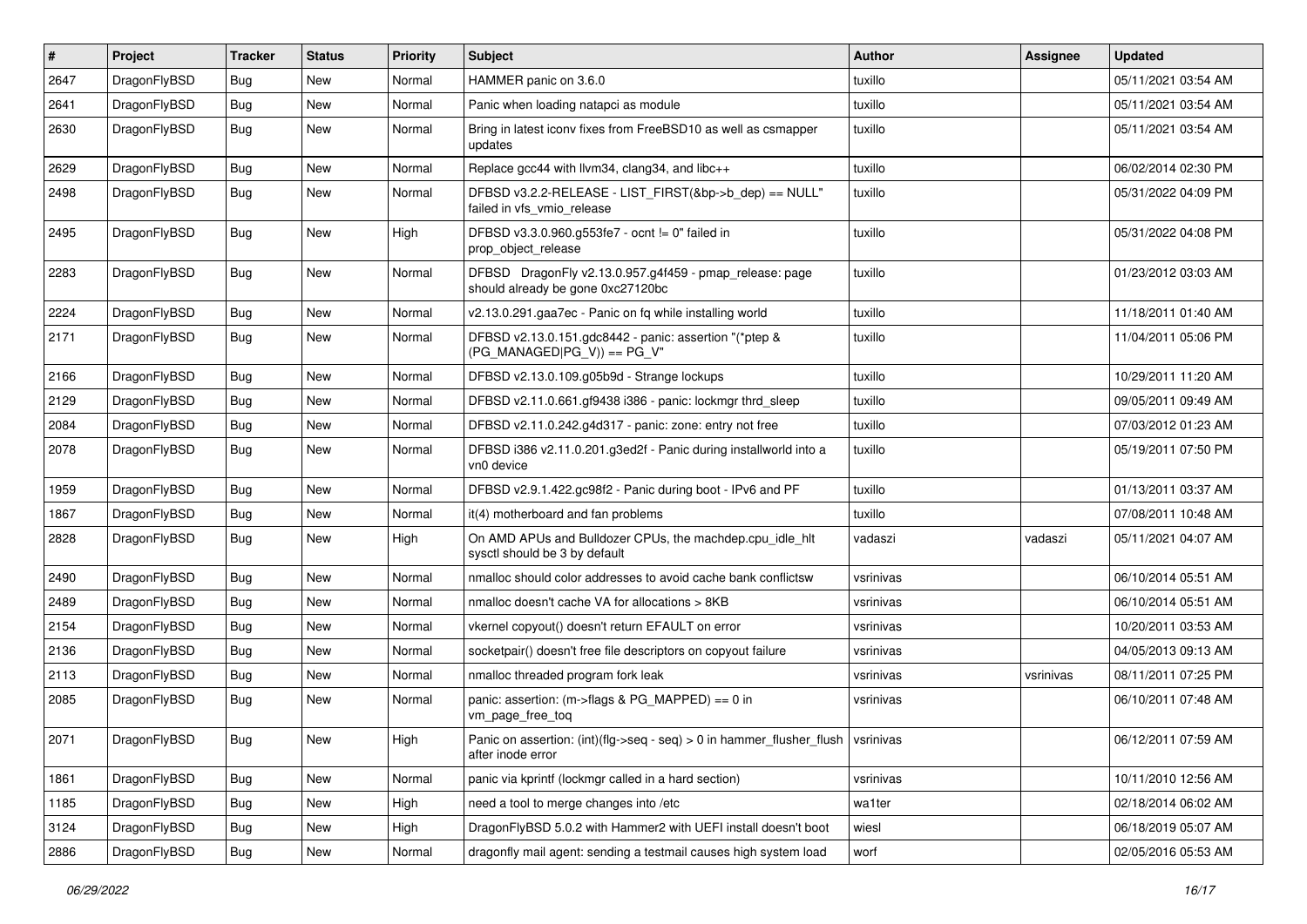| # | Project | Tracker | Status | Priority | Subject | Author | Assignee | Updated |
|---|---|---|---|---|---|---|---|---|
| 2647 | DragonFlyBSD | Bug | New | Normal | HAMMER panic on 3.6.0 | tuxillo | | 05/11/2021 03:54 AM |
| 2641 | DragonFlyBSD | Bug | New | Normal | Panic when loading natapci as module | tuxillo | | 05/11/2021 03:54 AM |
| 2630 | DragonFlyBSD | Bug | New | Normal | Bring in latest iconv fixes from FreeBSD10 as well as csmapper updates | tuxillo | | 05/11/2021 03:54 AM |
| 2629 | DragonFlyBSD | Bug | New | Normal | Replace gcc44 with llvm34, clang34, and libc++ | tuxillo | | 06/02/2014 02:30 PM |
| 2498 | DragonFlyBSD | Bug | New | Normal | DFBSD v3.2.2-RELEASE - LIST_FIRST(&bp->b_dep) == NULL" failed in vfs_vmio_release | tuxillo | | 05/31/2022 04:09 PM |
| 2495 | DragonFlyBSD | Bug | New | High | DFBSD v3.3.0.960.g553fe7 - ocnt != 0" failed in prop_object_release | tuxillo | | 05/31/2022 04:08 PM |
| 2283 | DragonFlyBSD | Bug | New | Normal | DFBSD DragonFly v2.13.0.957.g4f459 - pmap_release: page should already be gone 0xc27120bc | tuxillo | | 01/23/2012 03:03 AM |
| 2224 | DragonFlyBSD | Bug | New | Normal | v2.13.0.291.gaa7ec - Panic on fq while installing world | tuxillo | | 11/18/2011 01:40 AM |
| 2171 | DragonFlyBSD | Bug | New | Normal | DFBSD v2.13.0.151.gdc8442 - panic: assertion "(*ptep & (PG_MANAGED\|PG_V)) == PG_V" | tuxillo | | 11/04/2011 05:06 PM |
| 2166 | DragonFlyBSD | Bug | New | Normal | DFBSD v2.13.0.109.g05b9d - Strange lockups | tuxillo | | 10/29/2011 11:20 AM |
| 2129 | DragonFlyBSD | Bug | New | Normal | DFBSD v2.11.0.661.gf9438 i386 - panic: lockmgr thrd_sleep | tuxillo | | 09/05/2011 09:49 AM |
| 2084 | DragonFlyBSD | Bug | New | Normal | DFBSD v2.11.0.242.g4d317 - panic: zone: entry not free | tuxillo | | 07/03/2012 01:23 AM |
| 2078 | DragonFlyBSD | Bug | New | Normal | DFBSD i386 v2.11.0.201.g3ed2f - Panic during installworld into a vn0 device | tuxillo | | 05/19/2011 07:50 PM |
| 1959 | DragonFlyBSD | Bug | New | Normal | DFBSD v2.9.1.422.gc98f2 - Panic during boot - IPv6 and PF | tuxillo | | 01/13/2011 03:37 AM |
| 1867 | DragonFlyBSD | Bug | New | Normal | it(4) motherboard and fan problems | tuxillo | | 07/08/2011 10:48 AM |
| 2828 | DragonFlyBSD | Bug | New | High | On AMD APUs and Bulldozer CPUs, the machdep.cpu_idle_hlt sysctl should be 3 by default | vadaszi | vadaszi | 05/11/2021 04:07 AM |
| 2490 | DragonFlyBSD | Bug | New | Normal | nmalloc should color addresses to avoid cache bank conflictsw | vsrinivas | | 06/10/2014 05:51 AM |
| 2489 | DragonFlyBSD | Bug | New | Normal | nmalloc doesn't cache VA for allocations > 8KB | vsrinivas | | 06/10/2014 05:51 AM |
| 2154 | DragonFlyBSD | Bug | New | Normal | vkernel copyout() doesn't return EFAULT on error | vsrinivas | | 10/20/2011 03:53 AM |
| 2136 | DragonFlyBSD | Bug | New | Normal | socketpair() doesn't free file descriptors on copyout failure | vsrinivas | | 04/05/2013 09:13 AM |
| 2113 | DragonFlyBSD | Bug | New | Normal | nmalloc threaded program fork leak | vsrinivas | vsrinivas | 08/11/2011 07:25 PM |
| 2085 | DragonFlyBSD | Bug | New | Normal | panic: assertion: (m->flags & PG_MAPPED) == 0 in vm_page_free_toq | vsrinivas | | 06/10/2011 07:48 AM |
| 2071 | DragonFlyBSD | Bug | New | High | Panic on assertion: (int)(flg->seq - seq) > 0 in hammer_flusher_flush after inode error | vsrinivas | | 06/12/2011 07:59 AM |
| 1861 | DragonFlyBSD | Bug | New | Normal | panic via kprintf (lockmgr called in a hard section) | vsrinivas | | 10/11/2010 12:56 AM |
| 1185 | DragonFlyBSD | Bug | New | High | need a tool to merge changes into /etc | wa1ter | | 02/18/2014 06:02 AM |
| 3124 | DragonFlyBSD | Bug | New | High | DragonFlyBSD 5.0.2 with Hammer2 with UEFI install doesn't boot | wiesl | | 06/18/2019 05:07 AM |
| 2886 | DragonFlyBSD | Bug | New | Normal | dragonfly mail agent: sending a testmail causes high system load | worf | | 02/05/2016 05:53 AM |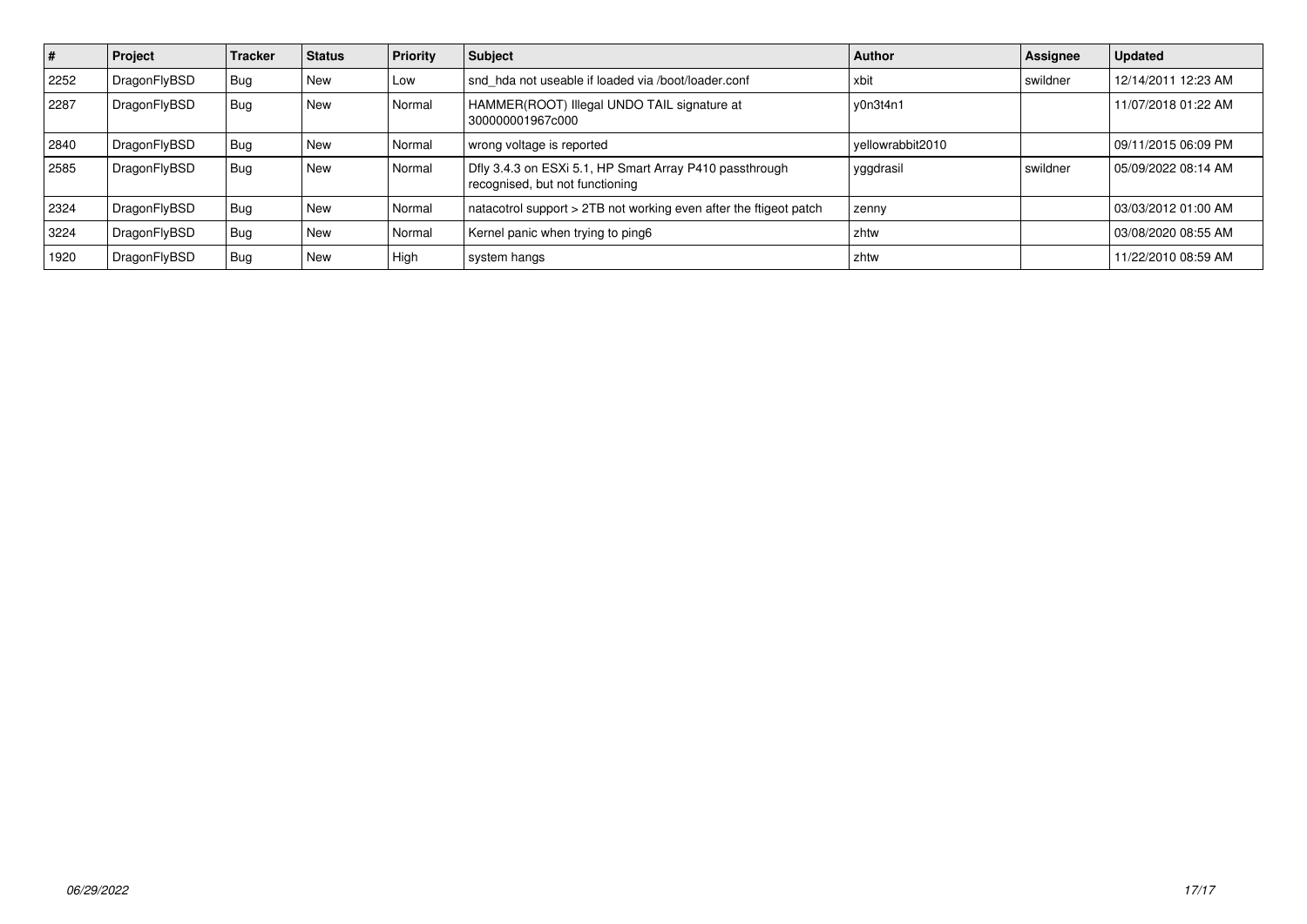| # | Project | Tracker | Status | Priority | Subject | Author | Assignee | Updated |
|---|---|---|---|---|---|---|---|---|
| 2252 | DragonFlyBSD | Bug | New | Low | snd_hda not useable if loaded via /boot/loader.conf | xbit | swildner | 12/14/2011 12:23 AM |
| 2287 | DragonFlyBSD | Bug | New | Normal | HAMMER(ROOT) Illegal UNDO TAIL signature at 300000001967c000 | y0n3t4n1 | | 11/07/2018 01:22 AM |
| 2840 | DragonFlyBSD | Bug | New | Normal | wrong voltage is reported | yellowrabbit2010 | | 09/11/2015 06:09 PM |
| 2585 | DragonFlyBSD | Bug | New | Normal | Dfly 3.4.3 on ESXi 5.1, HP Smart Array P410 passthrough recognised, but not functioning | yggdrasil | swildner | 05/09/2022 08:14 AM |
| 2324 | DragonFlyBSD | Bug | New | Normal | natacotrol support > 2TB not working even after the ftigeot patch | zenny | | 03/03/2012 01:00 AM |
| 3224 | DragonFlyBSD | Bug | New | Normal | Kernel panic when trying to ping6 | zhtw | | 03/08/2020 08:55 AM |
| 1920 | DragonFlyBSD | Bug | New | High | system hangs | zhtw | | 11/22/2010 08:59 AM |